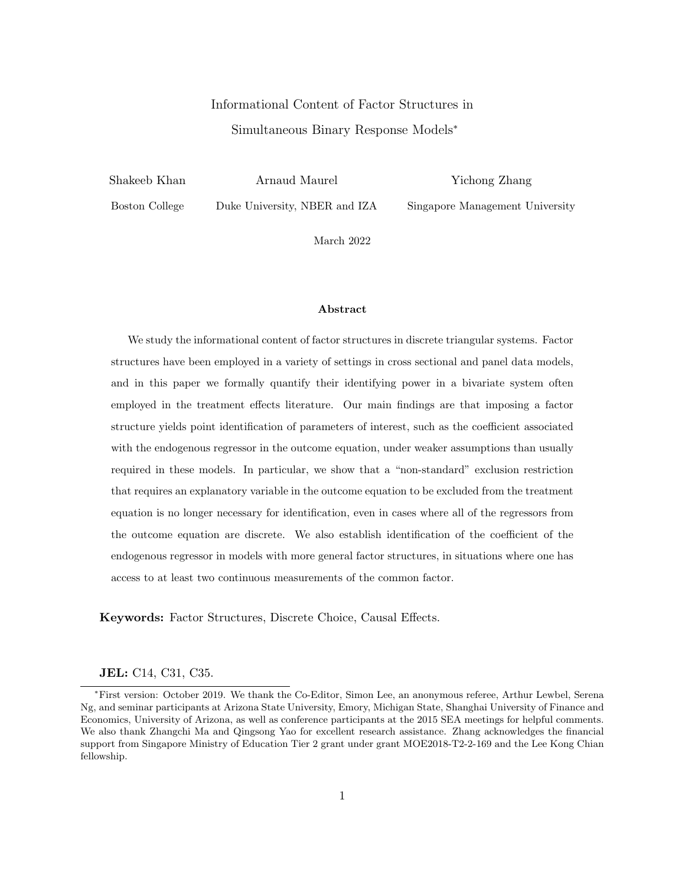# Informational Content of Factor Structures in Simultaneous Binary Response Models[*]

Shakeeb Khan — Boston College

Arnaud Maurel — Duke University, NBER and IZA

Yichong Zhang — Singapore Management University

March 2022

### Abstract

We study the informational content of factor structures in discrete triangular systems. Factor structures have been employed in a variety of settings in cross sectional and panel data models, and in this paper we formally quantify their identifying power in a bivariate system often employed in the treatment effects literature. Our main findings are that imposing a factor structure yields point identification of parameters of interest, such as the coefficient associated with the endogenous regressor in the outcome equation, under weaker assumptions than usually required in these models. In particular, we show that a "non-standard" exclusion restriction that requires an explanatory variable in the outcome equation to be excluded from the treatment equation is no longer necessary for identification, even in cases where all of the regressors from the outcome equation are discrete. We also establish identification of the coefficient of the endogenous regressor in models with more general factor structures, in situations where one has access to at least two continuous measurements of the common factor.

**Keywords:** Factor Structures, Discrete Choice, Causal Effects.

**JEL:** C14, C31, C35.

---

[*] First version: October 2019. We thank the Co-Editor, Simon Lee, an anonymous referee, Arthur Lewbel, Serena Ng, and seminar participants at Arizona State University, Emory, Michigan State, Shanghai University of Finance and Economics, University of Arizona, as well as conference participants at the 2015 SEA meetings for helpful comments. We also thank Zhangchi Ma and Qingsong Yao for excellent research assistance. Zhang acknowledges the financial support from Singapore Ministry of Education Tier 2 grant under grant MOE2018-T2-2-169 and the Lee Kong Chian fellowship.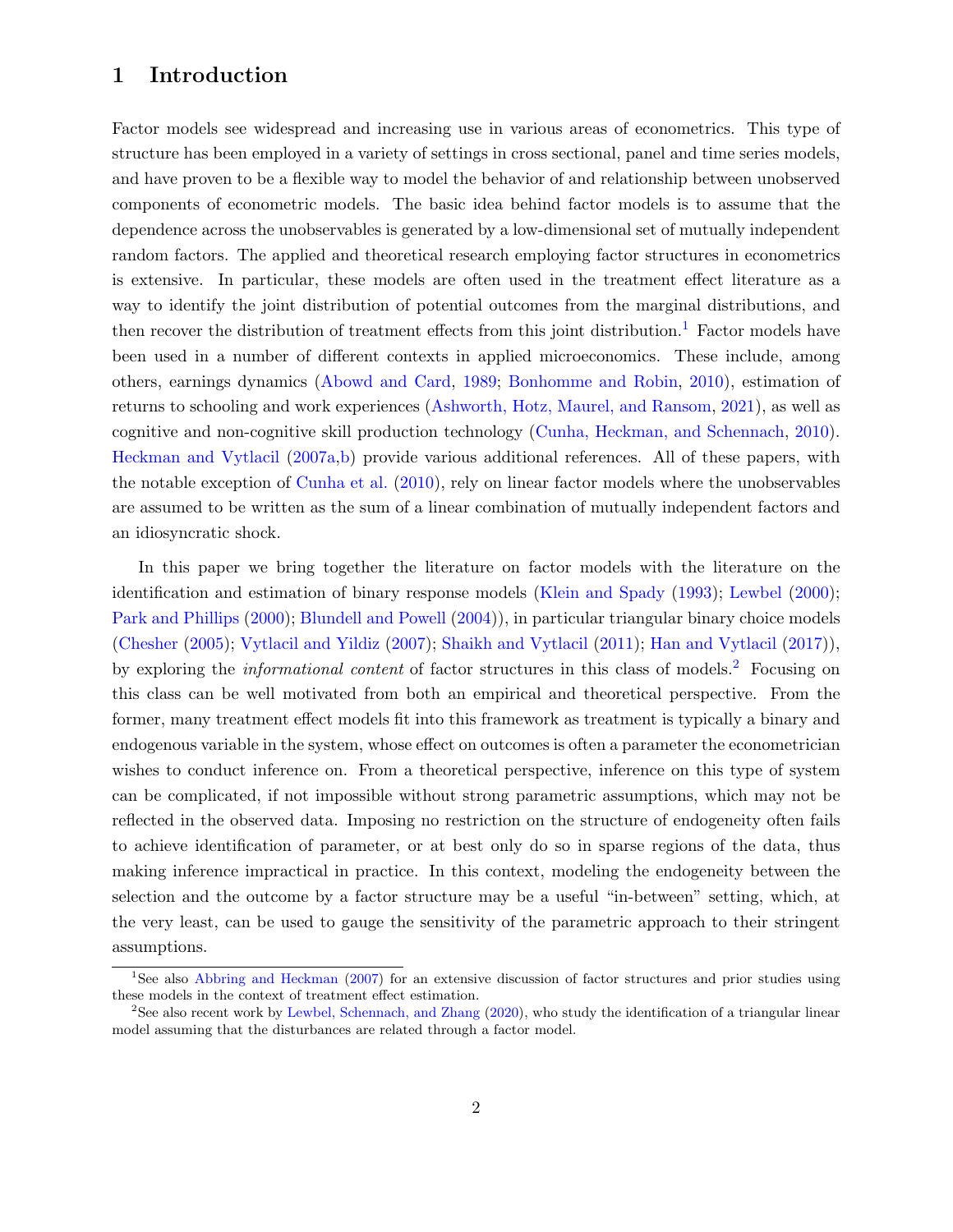# 1 Introduction

Factor models see widespread and increasing use in various areas of econometrics. This type of structure has been employed in a variety of settings in cross sectional, panel and time series models, and have proven to be a flexible way to model the behavior of and relationship between unobserved components of econometric models. The basic idea behind factor models is to assume that the dependence across the unobservables is generated by a low-dimensional set of mutually independent random factors. The applied and theoretical research employing factor structures in econometrics is extensive. In particular, these models are often used in the treatment effect literature as a way to identify the joint distribution of potential outcomes from the marginal distributions, and then recover the distribution of treatment effects from this joint distribution.[1] Factor models have been used in a number of different contexts in applied microeconomics. These include, among others, earnings dynamics (Abowd and Card, 1989; Bonhomme and Robin, 2010), estimation of returns to schooling and work experiences (Ashworth, Hotz, Maurel, and Ransom, 2021), as well as cognitive and non-cognitive skill production technology (Cunha, Heckman, and Schennach, 2010). Heckman and Vytlacil (2007a,b) provide various additional references. All of these papers, with the notable exception of Cunha et al. (2010), rely on linear factor models where the unobservables are assumed to be written as the sum of a linear combination of mutually independent factors and an idiosyncratic shock.

In this paper we bring together the literature on factor models with the literature on the identification and estimation of binary response models (Klein and Spady (1993); Lewbel (2000); Park and Phillips (2000); Blundell and Powell (2004)), in particular triangular binary choice models (Chesher (2005); Vytlacil and Yildiz (2007); Shaikh and Vytlacil (2011); Han and Vytlacil (2017)), by exploring the *informational content* of factor structures in this class of models.[2] Focusing on this class can be well motivated from both an empirical and theoretical perspective. From the former, many treatment effect models fit into this framework as treatment is typically a binary and endogenous variable in the system, whose effect on outcomes is often a parameter the econometrician wishes to conduct inference on. From a theoretical perspective, inference on this type of system can be complicated, if not impossible without strong parametric assumptions, which may not be reflected in the observed data. Imposing no restriction on the structure of endogeneity often fails to achieve identification of parameter, or at best only do so in sparse regions of the data, thus making inference impractical in practice. In this context, modeling the endogeneity between the selection and the outcome by a factor structure may be a useful "in-between" setting, which, at the very least, can be used to gauge the sensitivity of the parametric approach to their stringent assumptions.

[1] See also Abbring and Heckman (2007) for an extensive discussion of factor structures and prior studies using these models in the context of treatment effect estimation.

[2] See also recent work by Lewbel, Schennach, and Zhang (2020), who study the identification of a triangular linear model assuming that the disturbances are related through a factor model.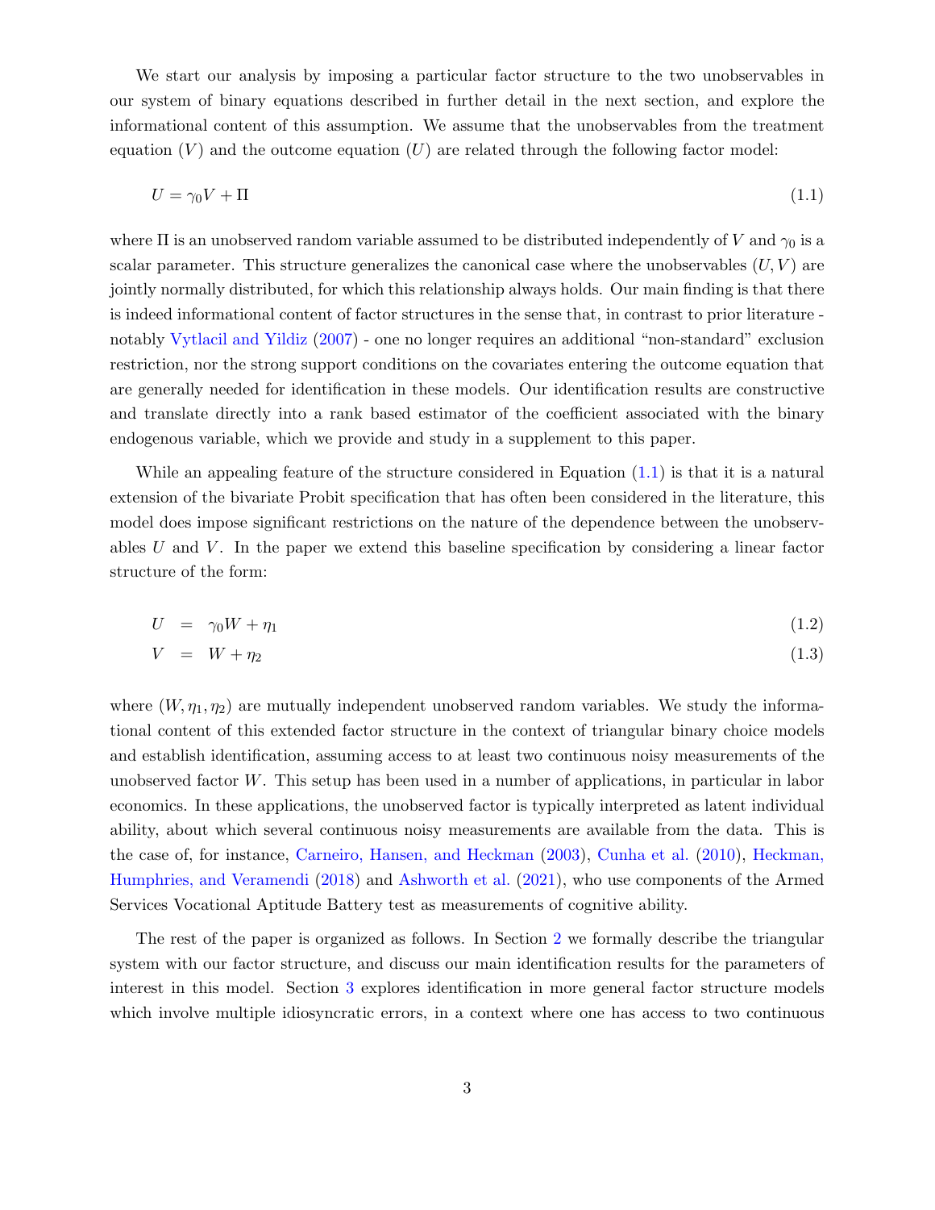We start our analysis by imposing a particular factor structure to the two unobservables in our system of binary equations described in further detail in the next section, and explore the informational content of this assumption. We assume that the unobservables from the treatment equation ($V$) and the outcome equation ($U$) are related through the following factor model:

$$U = \gamma_0 V + \Pi \tag{1.1}$$

where $\Pi$ is an unobserved random variable assumed to be distributed independently of $V$ and $\gamma_0$ is a scalar parameter. This structure generalizes the canonical case where the unobservables $(U, V)$ are jointly normally distributed, for which this relationship always holds. Our main finding is that there is indeed informational content of factor structures in the sense that, in contrast to prior literature - notably Vytlacil and Yildiz (2007) - one no longer requires an additional "non-standard" exclusion restriction, nor the strong support conditions on the covariates entering the outcome equation that are generally needed for identification in these models. Our identification results are constructive and translate directly into a rank based estimator of the coefficient associated with the binary endogenous variable, which we provide and study in a supplement to this paper.

While an appealing feature of the structure considered in Equation (1.1) is that it is a natural extension of the bivariate Probit specification that has often been considered in the literature, this model does impose significant restrictions on the nature of the dependence between the unobservables $U$ and $V$. In the paper we extend this baseline specification by considering a linear factor structure of the form:

$$U = \gamma_0 W + \eta_1 \tag{1.2}$$

$$V = W + \eta_2 \tag{1.3}$$

where $(W, \eta_1, \eta_2)$ are mutually independent unobserved random variables. We study the informational content of this extended factor structure in the context of triangular binary choice models and establish identification, assuming access to at least two continuous noisy measurements of the unobserved factor $W$. This setup has been used in a number of applications, in particular in labor economics. In these applications, the unobserved factor is typically interpreted as latent individual ability, about which several continuous noisy measurements are available from the data. This is the case of, for instance, Carneiro, Hansen, and Heckman (2003), Cunha et al. (2010), Heckman, Humphries, and Veramendi (2018) and Ashworth et al. (2021), who use components of the Armed Services Vocational Aptitude Battery test as measurements of cognitive ability.

The rest of the paper is organized as follows. In Section 2 we formally describe the triangular system with our factor structure, and discuss our main identification results for the parameters of interest in this model. Section 3 explores identification in more general factor structure models which involve multiple idiosyncratic errors, in a context where one has access to two continuous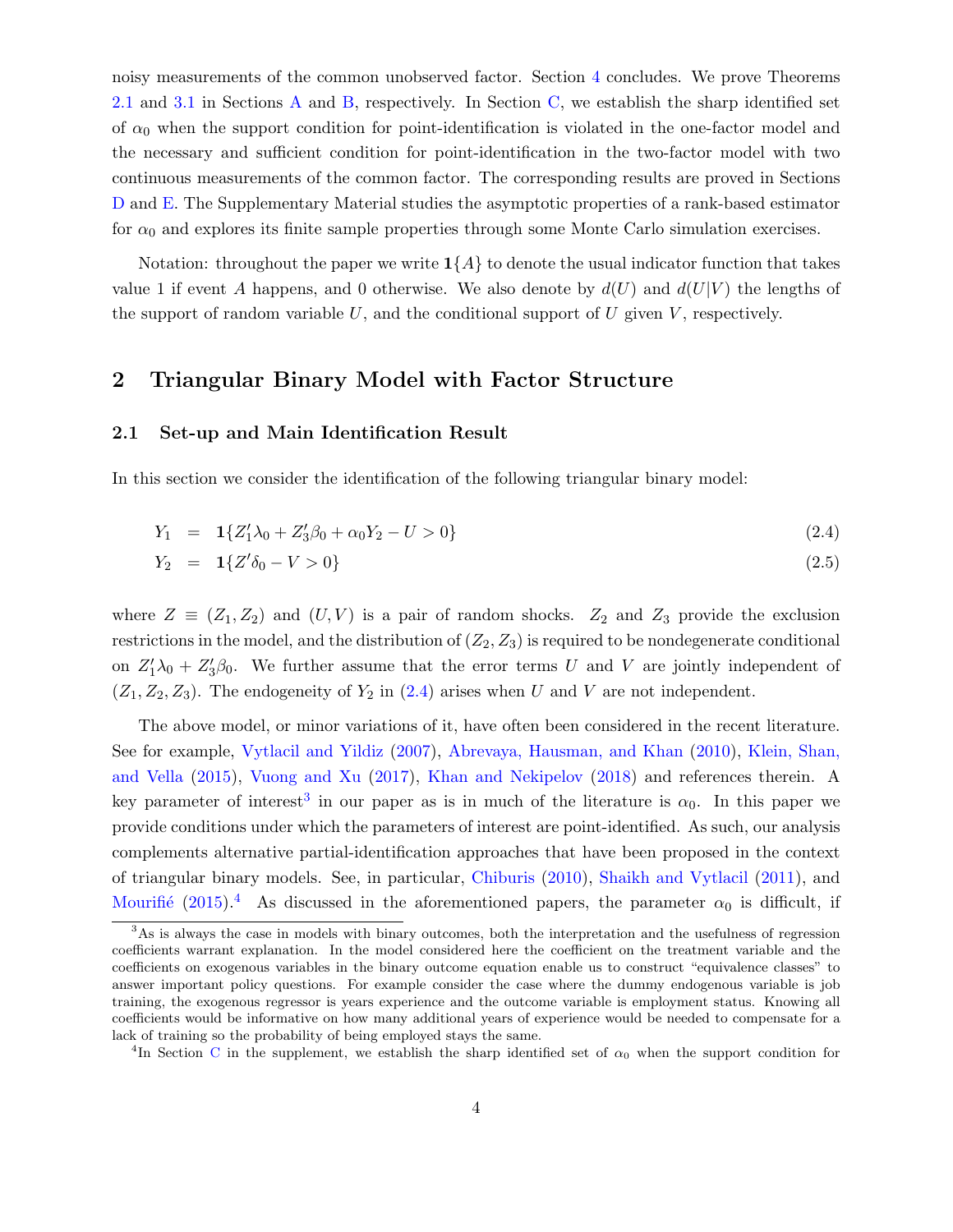noisy measurements of the common unobserved factor. Section 4 concludes. We prove Theorems 2.1 and 3.1 in Sections A and B, respectively. In Section C, we establish the sharp identified set of $\alpha_0$ when the support condition for point-identification is violated in the one-factor model and the necessary and sufficient condition for point-identification in the two-factor model with two continuous measurements of the common factor. The corresponding results are proved in Sections D and E. The Supplementary Material studies the asymptotic properties of a rank-based estimator for $\alpha_0$ and explores its finite sample properties through some Monte Carlo simulation exercises.

Notation: throughout the paper we write $\mathbf{1}\{A\}$ to denote the usual indicator function that takes value 1 if event $A$ happens, and 0 otherwise. We also denote by $d(U)$ and $d(U|V)$ the lengths of the support of random variable $U$, and the conditional support of $U$ given $V$, respectively.

## 2 Triangular Binary Model with Factor Structure

### 2.1 Set-up and Main Identification Result

In this section we consider the identification of the following triangular binary model:

$$Y_1 = \mathbf{1}\{Z_1'\lambda_0 + Z_3'\beta_0 + \alpha_0 Y_2 - U > 0\} \tag{2.4}$$

$$Y_2 = \mathbf{1}\{Z'\delta_0 - V > 0\} \tag{2.5}$$

where $Z \equiv (Z_1, Z_2)$ and $(U, V)$ is a pair of random shocks. $Z_2$ and $Z_3$ provide the exclusion restrictions in the model, and the distribution of $(Z_2, Z_3)$ is required to be nondegenerate conditional on $Z_1'\lambda_0 + Z_3'\beta_0$. We further assume that the error terms $U$ and $V$ are jointly independent of $(Z_1, Z_2, Z_3)$. The endogeneity of $Y_2$ in (2.4) arises when $U$ and $V$ are not independent.

The above model, or minor variations of it, have often been considered in the recent literature. See for example, Vytlacil and Yildiz (2007), Abrevaya, Hausman, and Khan (2010), Klein, Shan, and Vella (2015), Vuong and Xu (2017), Khan and Nekipelov (2018) and references therein. A key parameter of interest[3] in our paper as is in much of the literature is $\alpha_0$. In this paper we provide conditions under which the parameters of interest are point-identified. As such, our analysis complements alternative partial-identification approaches that have been proposed in the context of triangular binary models. See, in particular, Chiburis (2010), Shaikh and Vytlacil (2011), and Mourifié (2015).[4] As discussed in the aforementioned papers, the parameter $\alpha_0$ is difficult, if

[3]As is always the case in models with binary outcomes, both the interpretation and the usefulness of regression coefficients warrant explanation. In the model considered here the coefficient on the treatment variable and the coefficients on exogenous variables in the binary outcome equation enable us to construct "equivalence classes" to answer important policy questions. For example consider the case where the dummy endogenous variable is job training, the exogenous regressor is years experience and the outcome variable is employment status. Knowing all coefficients would be informative on how many additional years of experience would be needed to compensate for a lack of training so the probability of being employed stays the same.

[4]In Section C in the supplement, we establish the sharp identified set of $\alpha_0$ when the support condition for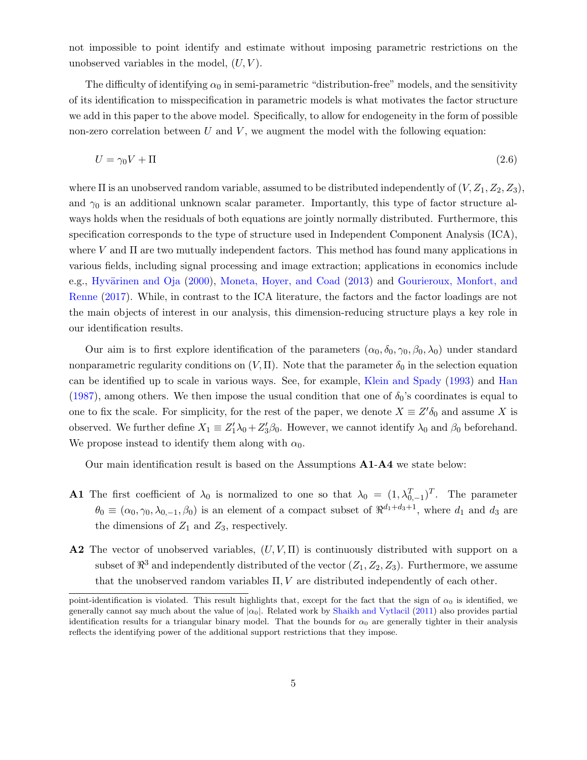not impossible to point identify and estimate without imposing parametric restrictions on the unobserved variables in the model, $(U, V)$.

The difficulty of identifying $\alpha_0$ in semi-parametric "distribution-free" models, and the sensitivity of its identification to misspecification in parametric models is what motivates the factor structure we add in this paper to the above model. Specifically, to allow for endogeneity in the form of possible non-zero correlation between $U$ and $V$, we augment the model with the following equation:

$$U = \gamma_0 V + \Pi \tag{2.6}$$

where $\Pi$ is an unobserved random variable, assumed to be distributed independently of $(V, Z_1, Z_2, Z_3)$, and $\gamma_0$ is an additional unknown scalar parameter. Importantly, this type of factor structure always holds when the residuals of both equations are jointly normally distributed. Furthermore, this specification corresponds to the type of structure used in Independent Component Analysis (ICA), where $V$ and $\Pi$ are two mutually independent factors. This method has found many applications in various fields, including signal processing and image extraction; applications in economics include e.g., Hyvärinen and Oja (2000), Moneta, Hoyer, and Coad (2013) and Gourieroux, Monfort, and Renne (2017). While, in contrast to the ICA literature, the factors and the factor loadings are not the main objects of interest in our analysis, this dimension-reducing structure plays a key role in our identification results.

Our aim is to first explore identification of the parameters $(\alpha_0, \delta_0, \gamma_0, \beta_0, \lambda_0)$ under standard nonparametric regularity conditions on $(V, \Pi)$. Note that the parameter $\delta_0$ in the selection equation can be identified up to scale in various ways. See, for example, Klein and Spady (1993) and Han (1987), among others. We then impose the usual condition that one of $\delta_0$'s coordinates is equal to one to fix the scale. For simplicity, for the rest of the paper, we denote $X \equiv Z'\delta_0$ and assume $X$ is observed. We further define $X_1 \equiv Z_1'\lambda_0 + Z_3'\beta_0$. However, we cannot identify $\lambda_0$ and $\beta_0$ beforehand. We propose instead to identify them along with $\alpha_0$.

Our main identification result is based on the Assumptions **A1**-**A4** we state below:

**A1** The first coefficient of $\lambda_0$ is normalized to one so that $\lambda_0 = (1, \lambda_{0,-1}^T)^T$. The parameter $\theta_0 \equiv (\alpha_0, \gamma_0, \lambda_{0,-1}, \beta_0)$ is an element of a compact subset of $\Re^{d_1+d_3+1}$, where $d_1$ and $d_3$ are the dimensions of $Z_1$ and $Z_3$, respectively.

**A2** The vector of unobserved variables, $(U, V, \Pi)$ is continuously distributed with support on a subset of $\Re^3$ and independently distributed of the vector $(Z_1, Z_2, Z_3)$. Furthermore, we assume that the unobserved random variables $\Pi, V$ are distributed independently of each other.

point-identification is violated. This result highlights that, except for the fact that the sign of $\alpha_0$ is identified, we generally cannot say much about the value of $|\alpha_0|$. Related work by Shaikh and Vytlacil (2011) also provides partial identification results for a triangular binary model. That the bounds for $\alpha_0$ are generally tighter in their analysis reflects the identifying power of the additional support restrictions that they impose.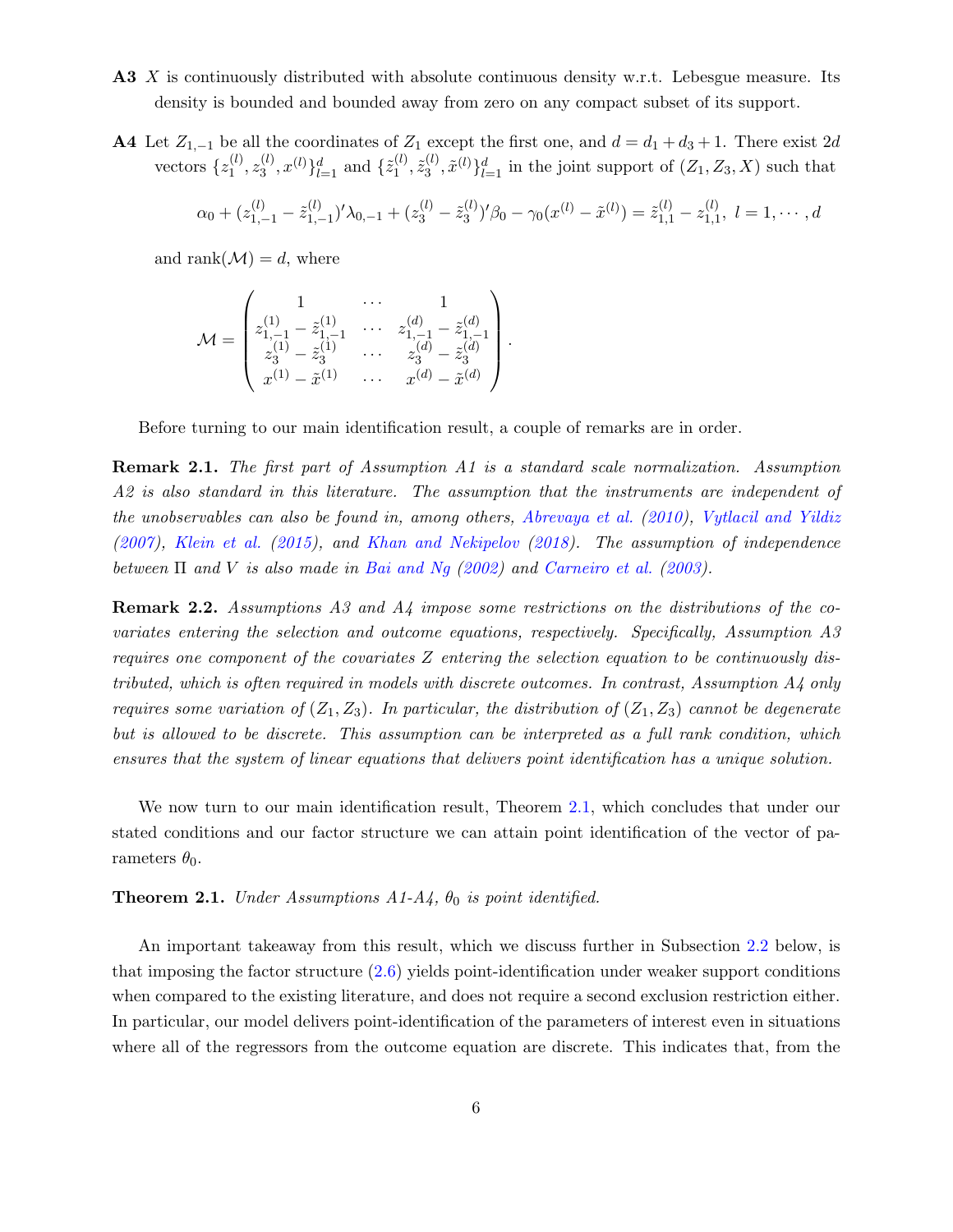**A3** $X$ is continuously distributed with absolute continuous density w.r.t. Lebesgue measure. Its density is bounded and bounded away from zero on any compact subset of its support.

**A4** Let $Z_{1,-1}$ be all the coordinates of $Z_1$ except the first one, and $d = d_1 + d_3 + 1$. There exist $2d$ vectors $\{z_1^{(l)}, z_3^{(l)}, x^{(l)}\}_{l=1}^d$ and $\{\tilde{z}_1^{(l)}, \tilde{z}_3^{(l)}, \tilde{x}^{(l)}\}_{l=1}^d$ in the joint support of $(Z_1, Z_3, X)$ such that

$$\alpha_0 + (z_{1,-1}^{(l)} - \tilde{z}_{1,-1}^{(l)})'\lambda_{0,-1} + (z_3^{(l)} - \tilde{z}_3^{(l)})'\beta_0 - \gamma_0(x^{(l)} - \tilde{x}^{(l)}) = \tilde{z}_{1,1}^{(l)} - z_{1,1}^{(l)},\ l = 1, \cdots, d$$

and $\text{rank}(\mathcal{M}) = d$, where

$$\mathcal{M} = \begin{pmatrix} 1 & \cdots & 1 \\ z_{1,-1}^{(1)} - \tilde{z}_{1,-1}^{(1)} & \cdots & z_{1,-1}^{(d)} - \tilde{z}_{1,-1}^{(d)} \\ z_3^{(1)} - \tilde{z}_3^{(1)} & \cdots & z_3^{(d)} - \tilde{z}_3^{(d)} \\ x^{(1)} - \tilde{x}^{(1)} & \cdots & x^{(d)} - \tilde{x}^{(d)} \end{pmatrix}.$$

Before turning to our main identification result, a couple of remarks are in order.

**Remark 2.1.** *The first part of Assumption A1 is a standard scale normalization. Assumption A2 is also standard in this literature. The assumption that the instruments are independent of the unobservables can also be found in, among others, Abrevaya et al. (2010), Vytlacil and Yildiz (2007), Klein et al. (2015), and Khan and Nekipelov (2018). The assumption of independence between $\Pi$ and $V$ is also made in Bai and Ng (2002) and Carneiro et al. (2003).*

**Remark 2.2.** *Assumptions A3 and A4 impose some restrictions on the distributions of the covariates entering the selection and outcome equations, respectively. Specifically, Assumption A3 requires one component of the covariates $Z$ entering the selection equation to be continuously distributed, which is often required in models with discrete outcomes. In contrast, Assumption A4 only requires some variation of $(Z_1, Z_3)$. In particular, the distribution of $(Z_1, Z_3)$ cannot be degenerate but is allowed to be discrete. This assumption can be interpreted as a full rank condition, which ensures that the system of linear equations that delivers point identification has a unique solution.*

We now turn to our main identification result, Theorem 2.1, which concludes that under our stated conditions and our factor structure we can attain point identification of the vector of parameters $\theta_0$.

**Theorem 2.1.** *Under Assumptions A1-A4, $\theta_0$ is point identified.*

An important takeaway from this result, which we discuss further in Subsection 2.2 below, is that imposing the factor structure (2.6) yields point-identification under weaker support conditions when compared to the existing literature, and does not require a second exclusion restriction either. In particular, our model delivers point-identification of the parameters of interest even in situations where all of the regressors from the outcome equation are discrete. This indicates that, from the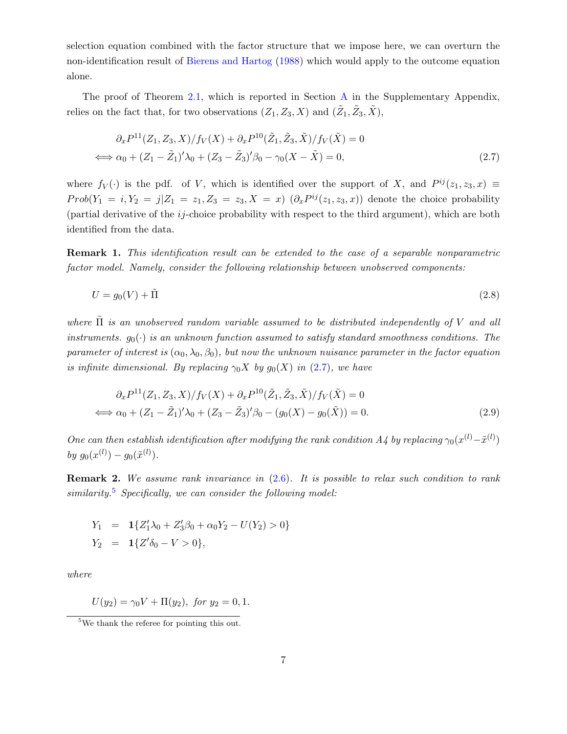selection equation combined with the factor structure that we impose here, we can overturn the non-identification result of Bierens and Hartog (1988) which would apply to the outcome equation alone.

The proof of Theorem 2.1, which is reported in Section A in the Supplementary Appendix, relies on the fact that, for two observations $(Z_1, Z_3, X)$ and $(\tilde{Z}_1, \tilde{Z}_3, \tilde{X})$,

$$
\begin{aligned}
& \partial_x P^{11}(Z_1, Z_3, X)/f_V(X) + \partial_x P^{10}(\tilde{Z}_1, \tilde{Z}_3, \tilde{X})/f_V(\tilde{X}) = 0 \\
\Longleftrightarrow\; & \alpha_0 + (Z_1 - \tilde{Z}_1)'\lambda_0 + (Z_3 - \tilde{Z}_3)'\beta_0 - \gamma_0(X - \tilde{X}) = 0,
\end{aligned}
\tag{2.7}
$$

where $f_V(\cdot)$ is the pdf. of $V$, which is identified over the support of $X$, and $P^{ij}(z_1, z_3, x) \equiv Prob(Y_1 = i, Y_2 = j | Z_1 = z_1, Z_3 = z_3, X = x)$ ($\partial_x P^{ij}(z_1, z_3, x)$) denote the choice probability (partial derivative of the $ij$-choice probability with respect to the third argument), which are both identified from the data.

**Remark 1.** *This identification result can be extended to the case of a separable nonparametric factor model. Namely, consider the following relationship between unobserved components:*

$$
U = g_0(V) + \tilde{\Pi}
\tag{2.8}
$$

*where $\tilde{\Pi}$ is an unobserved random variable assumed to be distributed independently of $V$ and all instruments. $g_0(\cdot)$ is an unknown function assumed to satisfy standard smoothness conditions. The parameter of interest is $(\alpha_0, \lambda_0, \beta_0)$, but now the unknown nuisance parameter in the factor equation is infinite dimensional. By replacing $\gamma_0 X$ by $g_0(X)$ in (2.7), we have*

$$
\begin{aligned}
& \partial_x P^{11}(Z_1, Z_3, X)/f_V(X) + \partial_x P^{10}(\tilde{Z}_1, \tilde{Z}_3, \tilde{X})/f_V(\tilde{X}) = 0 \\
\Longleftrightarrow\; & \alpha_0 + (Z_1 - \tilde{Z}_1)'\lambda_0 + (Z_3 - \tilde{Z}_3)'\beta_0 - (g_0(X) - g_0(\tilde{X})) = 0.
\end{aligned}
\tag{2.9}
$$

*One can then establish identification after modifying the rank condition A4 by replacing $\gamma_0(x^{(l)} - \tilde{x}^{(l)})$ by $g_0(x^{(l)}) - g_0(\tilde{x}^{(l)})$.*

**Remark 2.** *We assume rank invariance in (2.6). It is possible to relax such condition to rank similarity.*[5] *Specifically, we can consider the following model:*

$$
\begin{aligned}
Y_1 &= \mathbf{1}\{Z_1'\lambda_0 + Z_3'\beta_0 + \alpha_0 Y_2 - U(Y_2) > 0\} \\
Y_2 &= \mathbf{1}\{Z'\delta_0 - V > 0\},
\end{aligned}
$$

*where*

$$
U(y_2) = \gamma_0 V + \Pi(y_2), \text{ for } y_2 = 0, 1.
$$

[5] We thank the referee for pointing this out.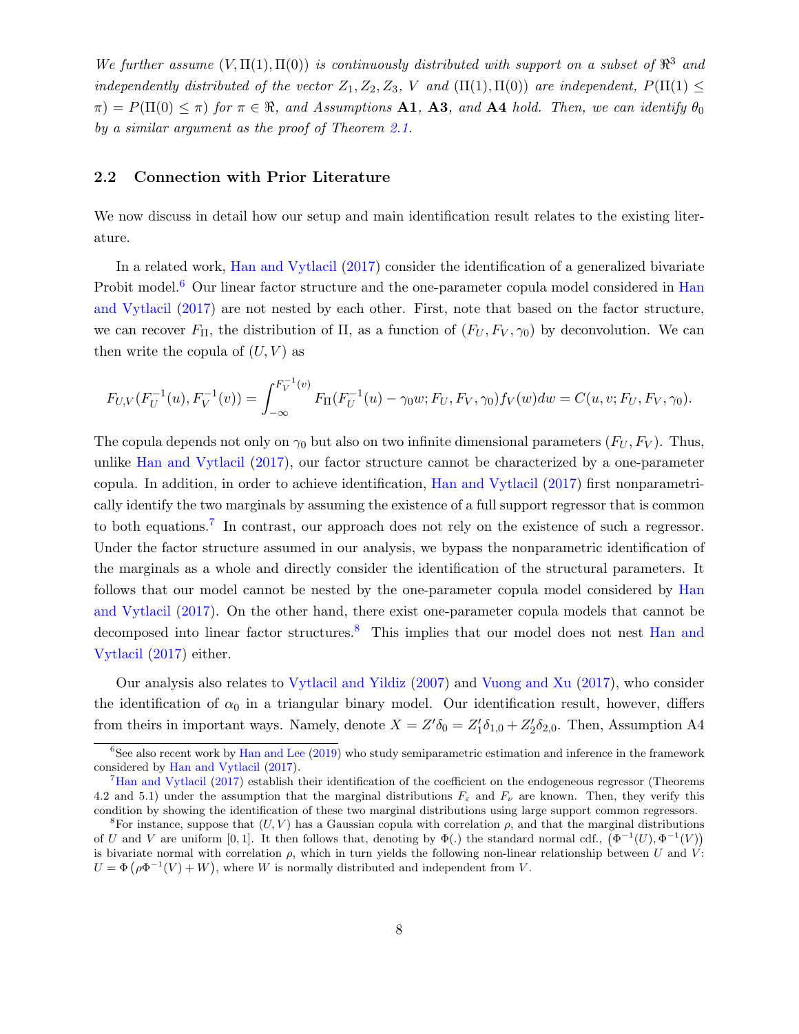*We further assume $(V, \Pi(1), \Pi(0))$ is continuously distributed with support on a subset of $\Re^3$ and independently distributed of the vector $Z_1, Z_2, Z_3$, $V$ and $(\Pi(1), \Pi(0))$ are independent, $P(\Pi(1) \leq \pi) = P(\Pi(0) \leq \pi)$ for $\pi \in \Re$, and Assumptions* **A1**, **A3**, *and* **A4** *hold. Then, we can identify $\theta_0$ by a similar argument as the proof of Theorem 2.1.*

## 2.2 Connection with Prior Literature

We now discuss in detail how our setup and main identification result relates to the existing literature.

In a related work, Han and Vytlacil (2017) consider the identification of a generalized bivariate Probit model.[6] Our linear factor structure and the one-parameter copula model considered in Han and Vytlacil (2017) are not nested by each other. First, note that based on the factor structure, we can recover $F_\Pi$, the distribution of $\Pi$, as a function of $(F_U, F_V, \gamma_0)$ by deconvolution. We can then write the copula of $(U, V)$ as

$$F_{U,V}(F_U^{-1}(u), F_V^{-1}(v)) = \int_{-\infty}^{F_V^{-1}(v)} F_\Pi(F_U^{-1}(u) - \gamma_0 w; F_U, F_V, \gamma_0) f_V(w) dw = C(u, v; F_U, F_V, \gamma_0).$$

The copula depends not only on $\gamma_0$ but also on two infinite dimensional parameters $(F_U, F_V)$. Thus, unlike Han and Vytlacil (2017), our factor structure cannot be characterized by a one-parameter copula. In addition, in order to achieve identification, Han and Vytlacil (2017) first nonparametrically identify the two marginals by assuming the existence of a full support regressor that is common to both equations.[7] In contrast, our approach does not rely on the existence of such a regressor. Under the factor structure assumed in our analysis, we bypass the nonparametric identification of the marginals as a whole and directly consider the identification of the structural parameters. It follows that our model cannot be nested by the one-parameter copula model considered by Han and Vytlacil (2017). On the other hand, there exist one-parameter copula models that cannot be decomposed into linear factor structures.[8] This implies that our model does not nest Han and Vytlacil (2017) either.

Our analysis also relates to Vytlacil and Yildiz (2007) and Vuong and Xu (2017), who consider the identification of $\alpha_0$ in a triangular binary model. Our identification result, however, differs from theirs in important ways. Namely, denote $X = Z'\delta_0 = Z_1'\delta_{1,0} + Z_2'\delta_{2,0}$. Then, Assumption A4

[6] See also recent work by Han and Lee (2019) who study semiparametric estimation and inference in the framework considered by Han and Vytlacil (2017).

[7] Han and Vytlacil (2017) establish their identification of the coefficient on the endogeneous regressor (Theorems 4.2 and 5.1) under the assumption that the marginal distributions $F_\varepsilon$ and $F_\nu$ are known. Then, they verify this condition by showing the identification of these two marginal distributions using large support common regressors.

[8] For instance, suppose that $(U, V)$ has a Gaussian copula with correlation $\rho$, and that the marginal distributions of $U$ and $V$ are uniform $[0, 1]$. It then follows that, denoting by $\Phi(.)$ the standard normal cdf., $\left(\Phi^{-1}(U), \Phi^{-1}(V)\right)$ is bivariate normal with correlation $\rho$, which in turn yields the following non-linear relationship between $U$ and $V$: $U = \Phi\left(\rho\Phi^{-1}(V) + W\right)$, where $W$ is normally distributed and independent from $V$.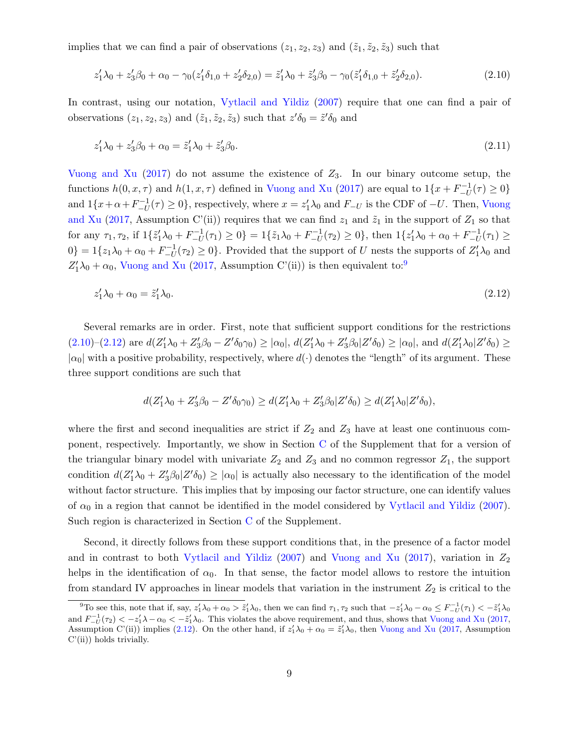implies that we can find a pair of observations $(z_1, z_2, z_3)$ and $(\tilde{z}_1, \tilde{z}_2, \tilde{z}_3)$ such that

$$z_1'\lambda_0 + z_3'\beta_0 + \alpha_0 - \gamma_0(z_1'\delta_{1,0} + z_2'\delta_{2,0}) = \tilde{z}_1'\lambda_0 + \tilde{z}_3'\beta_0 - \gamma_0(\tilde{z}_1'\delta_{1,0} + \tilde{z}_2'\delta_{2,0}). \tag{2.10}$$

In contrast, using our notation, Vytlacil and Yildiz (2007) require that one can find a pair of observations $(z_1, z_2, z_3)$ and $(\tilde{z}_1, \tilde{z}_2, \tilde{z}_3)$ such that $z'\delta_0 = \tilde{z}'\delta_0$ and

$$z_1'\lambda_0 + z_3'\beta_0 + \alpha_0 = \tilde{z}_1'\lambda_0 + \tilde{z}_3'\beta_0. \tag{2.11}$$

Vuong and Xu (2017) do not assume the existence of $Z_3$. In our binary outcome setup, the functions $h(0, x, \tau)$ and $h(1, x, \tau)$ defined in Vuong and Xu (2017) are equal to $1\{x + F_{-U}^{-1}(\tau) \geq 0\}$ and $1\{x + \alpha + F_{-U}^{-1}(\tau) \geq 0\}$, respectively, where $x = z_1'\lambda_0$ and $F_{-U}$ is the CDF of $-U$. Then, Vuong and Xu (2017, Assumption C'(ii)) requires that we can find $z_1$ and $\tilde{z}_1$ in the support of $Z_1$ so that for any $\tau_1, \tau_2$, if $1\{\tilde{z}_1'\lambda_0 + F_{-U}^{-1}(\tau_1) \geq 0\} = 1\{\tilde{z}_1\lambda_0 + F_{-U}^{-1}(\tau_2) \geq 0\}$, then $1\{z_1'\lambda_0 + \alpha_0 + F_{-U}^{-1}(\tau_1) \geq 0\} = 1\{z_1\lambda_0 + \alpha_0 + F_{-U}^{-1}(\tau_2) \geq 0\}$. Provided that the support of $U$ nests the supports of $Z_1'\lambda_0$ and $Z_1'\lambda_0 + \alpha_0$, Vuong and Xu (2017, Assumption C'(ii)) is then equivalent to:[9]

$$z_1'\lambda_0 + \alpha_0 = \tilde{z}_1'\lambda_0. \tag{2.12}$$

Several remarks are in order. First, note that sufficient support conditions for the restrictions (2.10)–(2.12) are $d(Z_1'\lambda_0 + Z_3'\beta_0 - Z'\delta_0\gamma_0) \geq |\alpha_0|$, $d(Z_1'\lambda_0 + Z_3'\beta_0 | Z'\delta_0) \geq |\alpha_0|$, and $d(Z_1'\lambda_0 | Z'\delta_0) \geq |\alpha_0|$ with a positive probability, respectively, where $d(\cdot)$ denotes the "length" of its argument. These three support conditions are such that

$$d(Z_1'\lambda_0 + Z_3'\beta_0 - Z'\delta_0\gamma_0) \geq d(Z_1'\lambda_0 + Z_3'\beta_0 | Z'\delta_0) \geq d(Z_1'\lambda_0 | Z'\delta_0),$$

where the first and second inequalities are strict if $Z_2$ and $Z_3$ have at least one continuous component, respectively. Importantly, we show in Section C of the Supplement that for a version of the triangular binary model with univariate $Z_2$ and $Z_3$ and no common regressor $Z_1$, the support condition $d(Z_1'\lambda_0 + Z_3'\beta_0 | Z'\delta_0) \geq |\alpha_0|$ is actually also necessary to the identification of the model without factor structure. This implies that by imposing our factor structure, one can identify values of $\alpha_0$ in a region that cannot be identified in the model considered by Vytlacil and Yildiz (2007). Such region is characterized in Section C of the Supplement.

Second, it directly follows from these support conditions that, in the presence of a factor model and in contrast to both Vytlacil and Yildiz (2007) and Vuong and Xu (2017), variation in $Z_2$ helps in the identification of $\alpha_0$. In that sense, the factor model allows to restore the intuition from standard IV approaches in linear models that variation in the instrument $Z_2$ is critical to the

[9] To see this, note that if, say, $z_1'\lambda_0 + \alpha_0 > \tilde{z}_1'\lambda_0$, then we can find $\tau_1, \tau_2$ such that $-z_1'\lambda_0 - \alpha_0 \leq F_{-U}^{-1}(\tau_1) < -\tilde{z}_1'\lambda_0$ and $F_{-U}^{-1}(\tau_2) < -z_1'\lambda - \alpha_0 < -\tilde{z}_1'\lambda_0$. This violates the above requirement, and thus, shows that Vuong and Xu (2017, Assumption C'(ii)) implies (2.12). On the other hand, if $z_1'\lambda_0 + \alpha_0 = \tilde{z}_1'\lambda_0$, then Vuong and Xu (2017, Assumption C'(ii)) holds trivially.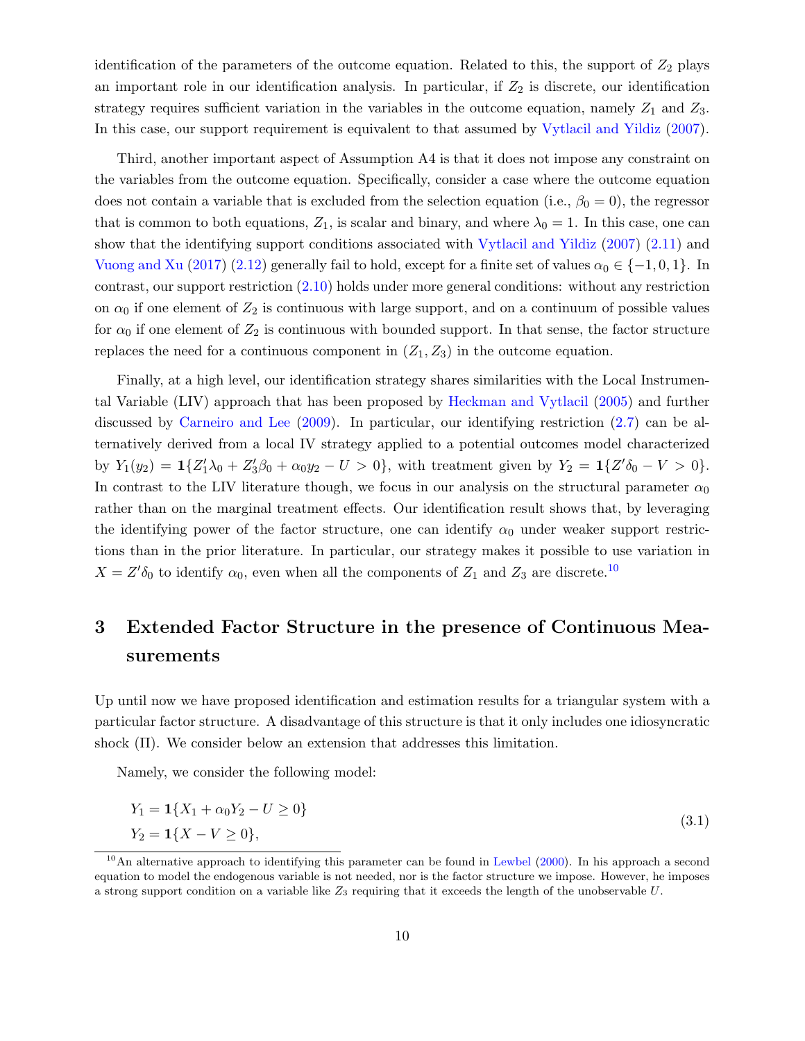identification of the parameters of the outcome equation. Related to this, the support of $Z_2$ plays an important role in our identification analysis. In particular, if $Z_2$ is discrete, our identification strategy requires sufficient variation in the variables in the outcome equation, namely $Z_1$ and $Z_3$. In this case, our support requirement is equivalent to that assumed by Vytlacil and Yildiz (2007).

Third, another important aspect of Assumption A4 is that it does not impose any constraint on the variables from the outcome equation. Specifically, consider a case where the outcome equation does not contain a variable that is excluded from the selection equation (i.e., $\beta_0 = 0$), the regressor that is common to both equations, $Z_1$, is scalar and binary, and where $\lambda_0 = 1$. In this case, one can show that the identifying support conditions associated with Vytlacil and Yildiz (2007) (2.11) and Vuong and Xu (2017) (2.12) generally fail to hold, except for a finite set of values $\alpha_0 \in \{-1, 0, 1\}$. In contrast, our support restriction (2.10) holds under more general conditions: without any restriction on $\alpha_0$ if one element of $Z_2$ is continuous with large support, and on a continuum of possible values for $\alpha_0$ if one element of $Z_2$ is continuous with bounded support. In that sense, the factor structure replaces the need for a continuous component in $(Z_1, Z_3)$ in the outcome equation.

Finally, at a high level, our identification strategy shares similarities with the Local Instrumental Variable (LIV) approach that has been proposed by Heckman and Vytlacil (2005) and further discussed by Carneiro and Lee (2009). In particular, our identifying restriction (2.7) can be alternatively derived from a local IV strategy applied to a potential outcomes model characterized by $Y_1(y_2) = \mathbf{1}\{Z_1'\lambda_0 + Z_3'\beta_0 + \alpha_0 y_2 - U > 0\}$, with treatment given by $Y_2 = \mathbf{1}\{Z'\delta_0 - V > 0\}$. In contrast to the LIV literature though, we focus in our analysis on the structural parameter $\alpha_0$ rather than on the marginal treatment effects. Our identification result shows that, by leveraging the identifying power of the factor structure, one can identify $\alpha_0$ under weaker support restrictions than in the prior literature. In particular, our strategy makes it possible to use variation in $X = Z'\delta_0$ to identify $\alpha_0$, even when all the components of $Z_1$ and $Z_3$ are discrete.[10]

# 3 Extended Factor Structure in the presence of Continuous Measurements

Up until now we have proposed identification and estimation results for a triangular system with a particular factor structure. A disadvantage of this structure is that it only includes one idiosyncratic shock (Π). We consider below an extension that addresses this limitation.

Namely, we consider the following model:

$$
\begin{aligned}
Y_1 &= \mathbf{1}\{X_1 + \alpha_0 Y_2 - U \geq 0\} \\
Y_2 &= \mathbf{1}\{X - V \geq 0\},
\end{aligned}
\tag{3.1}
$$

[10] An alternative approach to identifying this parameter can be found in Lewbel (2000). In his approach a second equation to model the endogenous variable is not needed, nor is the factor structure we impose. However, he imposes a strong support condition on a variable like $Z_3$ requiring that it exceeds the length of the unobservable $U$.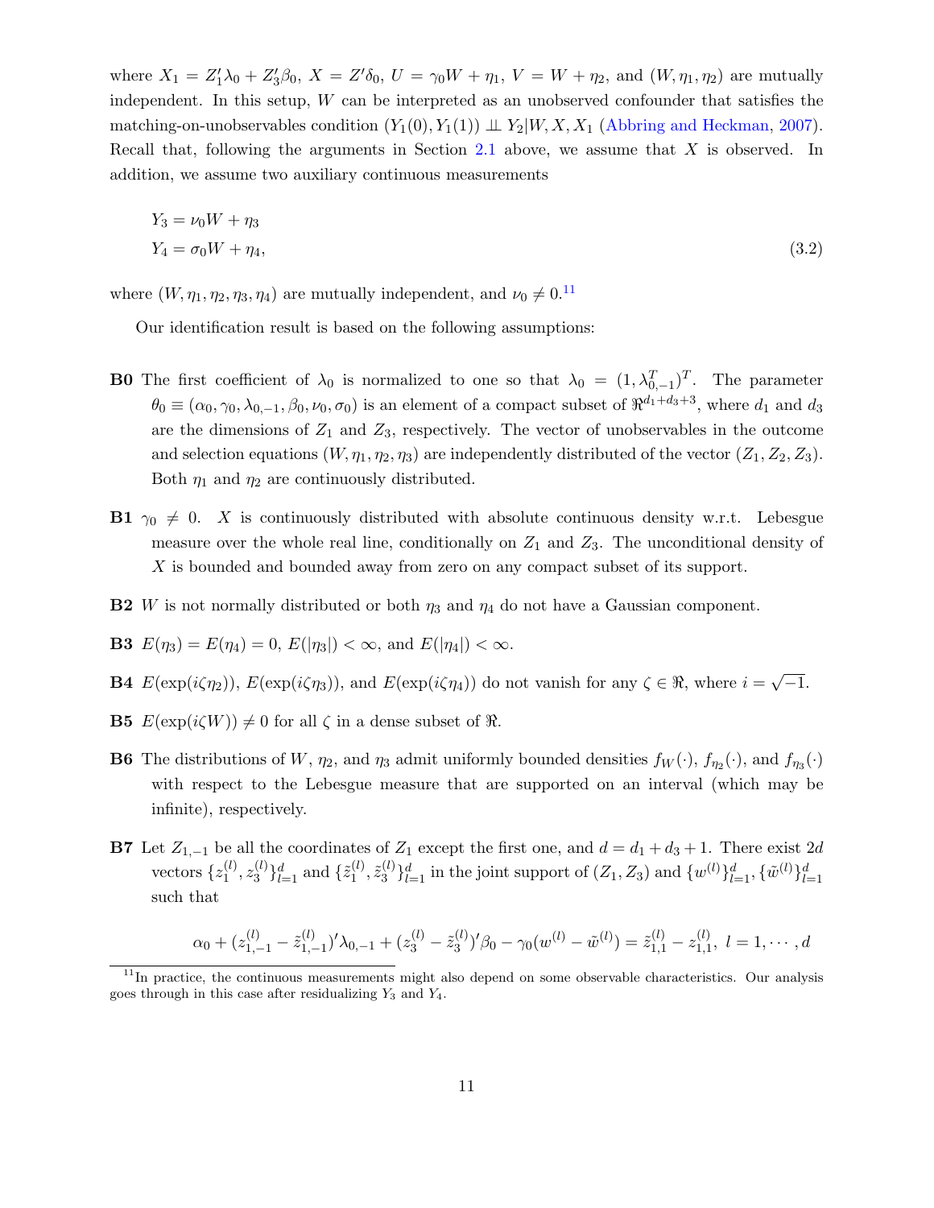where $X_1 = Z_1'\lambda_0 + Z_3'\beta_0$, $X = Z'\delta_0$, $U = \gamma_0 W + \eta_1$, $V = W + \eta_2$, and $(W, \eta_1, \eta_2)$ are mutually independent. In this setup, $W$ can be interpreted as an unobserved confounder that satisfies the matching-on-unobservables condition $(Y_1(0), Y_1(1)) \perp\!\!\!\perp Y_2 | W, X, X_1$ (Abbring and Heckman, 2007). Recall that, following the arguments in Section 2.1 above, we assume that $X$ is observed. In addition, we assume two auxiliary continuous measurements

$$
\begin{aligned}
&Y_3 = \nu_0 W + \eta_3 \\
&Y_4 = \sigma_0 W + \eta_4,
\end{aligned}
\tag{3.2}
$$

where $(W, \eta_1, \eta_2, \eta_3, \eta_4)$ are mutually independent, and $\nu_0 \neq 0$.[11]

Our identification result is based on the following assumptions:

**B0** The first coefficient of $\lambda_0$ is normalized to one so that $\lambda_0 = (1, \lambda_{0,-1}^T)^T$. The parameter $\theta_0 \equiv (\alpha_0, \gamma_0, \lambda_{0,-1}, \beta_0, \nu_0, \sigma_0)$ is an element of a compact subset of $\Re^{d_1+d_3+3}$, where $d_1$ and $d_3$ are the dimensions of $Z_1$ and $Z_3$, respectively. The vector of unobservables in the outcome and selection equations $(W, \eta_1, \eta_2, \eta_3)$ are independently distributed of the vector $(Z_1, Z_2, Z_3)$. Both $\eta_1$ and $\eta_2$ are continuously distributed.

**B1** $\gamma_0 \neq 0$. $X$ is continuously distributed with absolute continuous density w.r.t. Lebesgue measure over the whole real line, conditionally on $Z_1$ and $Z_3$. The unconditional density of $X$ is bounded and bounded away from zero on any compact subset of its support.

**B2** $W$ is not normally distributed or both $\eta_3$ and $\eta_4$ do not have a Gaussian component.

**B3** $E(\eta_3) = E(\eta_4) = 0$, $E(|\eta_3|) < \infty$, and $E(|\eta_4|) < \infty$.

**B4** $E(\exp(i\zeta\eta_2))$, $E(\exp(i\zeta\eta_3))$, and $E(\exp(i\zeta\eta_4))$ do not vanish for any $\zeta \in \Re$, where $i = \sqrt{-1}$.

**B5** $E(\exp(i\zeta W)) \neq 0$ for all $\zeta$ in a dense subset of $\Re$.

**B6** The distributions of $W$, $\eta_2$, and $\eta_3$ admit uniformly bounded densities $f_W(\cdot)$, $f_{\eta_2}(\cdot)$, and $f_{\eta_3}(\cdot)$ with respect to the Lebesgue measure that are supported on an interval (which may be infinite), respectively.

**B7** Let $Z_{1,-1}$ be all the coordinates of $Z_1$ except the first one, and $d = d_1 + d_3 + 1$. There exist $2d$ vectors $\{z_1^{(l)}, z_3^{(l)}\}_{l=1}^d$ and $\{\tilde{z}_1^{(l)}, \tilde{z}_3^{(l)}\}_{l=1}^d$ in the joint support of $(Z_1, Z_3)$ and $\{w^{(l)}\}_{l=1}^d, \{\tilde{w}^{(l)}\}_{l=1}^d$ such that

$$
\alpha_0 + (z_{1,-1}^{(l)} - \tilde{z}_{1,-1}^{(l)})'\lambda_{0,-1} + (z_3^{(l)} - \tilde{z}_3^{(l)})'\beta_0 - \gamma_0(w^{(l)} - \tilde{w}^{(l)}) = \tilde{z}_{1,1}^{(l)} - z_{1,1}^{(l)}, \ l = 1, \cdots, d
$$

[11] In practice, the continuous measurements might also depend on some observable characteristics. Our analysis goes through in this case after residualizing $Y_3$ and $Y_4$.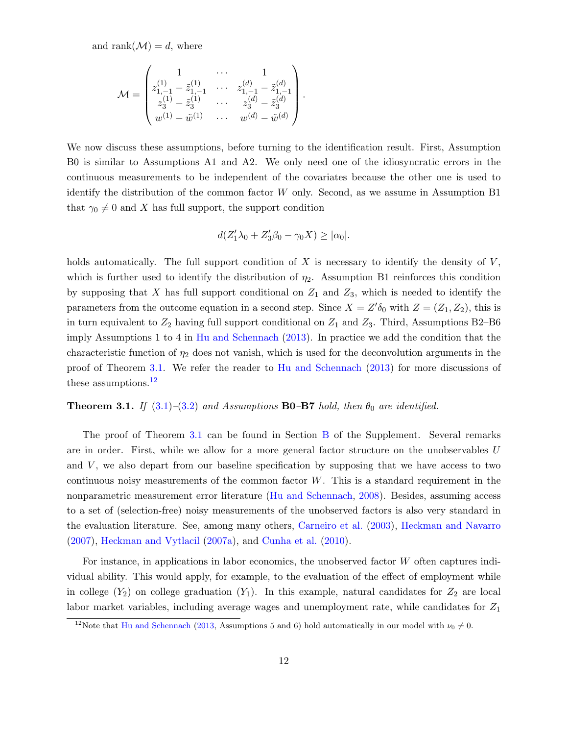and rank$(\mathcal{M}) = d$, where

$$\mathcal{M} = \begin{pmatrix} 1 & \cdots & 1 \\ z_{1,-1}^{(1)} - \tilde{z}_{1,-1}^{(1)} & \cdots & z_{1,-1}^{(d)} - \tilde{z}_{1,-1}^{(d)} \\ z_3^{(1)} - \tilde{z}_3^{(1)} & \cdots & z_3^{(d)} - \tilde{z}_3^{(d)} \\ w^{(1)} - \tilde{w}^{(1)} & \cdots & w^{(d)} - \tilde{w}^{(d)} \end{pmatrix}.$$

We now discuss these assumptions, before turning to the identification result. First, Assumption B0 is similar to Assumptions A1 and A2. We only need one of the idiosyncratic errors in the continuous measurements to be independent of the covariates because the other one is used to identify the distribution of the common factor $W$ only. Second, as we assume in Assumption B1 that $\gamma_0 \neq 0$ and $X$ has full support, the support condition

$$d(Z_1'\lambda_0 + Z_3'\beta_0 - \gamma_0 X) \geq |\alpha_0|.$$

holds automatically. The full support condition of $X$ is necessary to identify the density of $V$, which is further used to identify the distribution of $\eta_2$. Assumption B1 reinforces this condition by supposing that $X$ has full support conditional on $Z_1$ and $Z_3$, which is needed to identify the parameters from the outcome equation in a second step. Since $X = Z'\delta_0$ with $Z = (Z_1, Z_2)$, this is in turn equivalent to $Z_2$ having full support conditional on $Z_1$ and $Z_3$. Third, Assumptions B2–B6 imply Assumptions 1 to 4 in Hu and Schennach (2013). In practice we add the condition that the characteristic function of $\eta_2$ does not vanish, which is used for the deconvolution arguments in the proof of Theorem 3.1. We refer the reader to Hu and Schennach (2013) for more discussions of these assumptions.[12]

**Theorem 3.1.** *If (3.1)–(3.2) and Assumptions* **B0**–**B7** *hold, then $\theta_0$ are identified.*

The proof of Theorem 3.1 can be found in Section B of the Supplement. Several remarks are in order. First, while we allow for a more general factor structure on the unobservables $U$ and $V$, we also depart from our baseline specification by supposing that we have access to two continuous noisy measurements of the common factor $W$. This is a standard requirement in the nonparametric measurement error literature (Hu and Schennach, 2008). Besides, assuming access to a set of (selection-free) noisy measurements of the unobserved factors is also very standard in the evaluation literature. See, among many others, Carneiro et al. (2003), Heckman and Navarro (2007), Heckman and Vytlacil (2007a), and Cunha et al. (2010).

For instance, in applications in labor economics, the unobserved factor $W$ often captures individual ability. This would apply, for example, to the evaluation of the effect of employment while in college ($Y_2$) on college graduation ($Y_1$). In this example, natural candidates for $Z_2$ are local labor market variables, including average wages and unemployment rate, while candidates for $Z_1$

[12] Note that Hu and Schennach (2013, Assumptions 5 and 6) hold automatically in our model with $\nu_0 \neq 0$.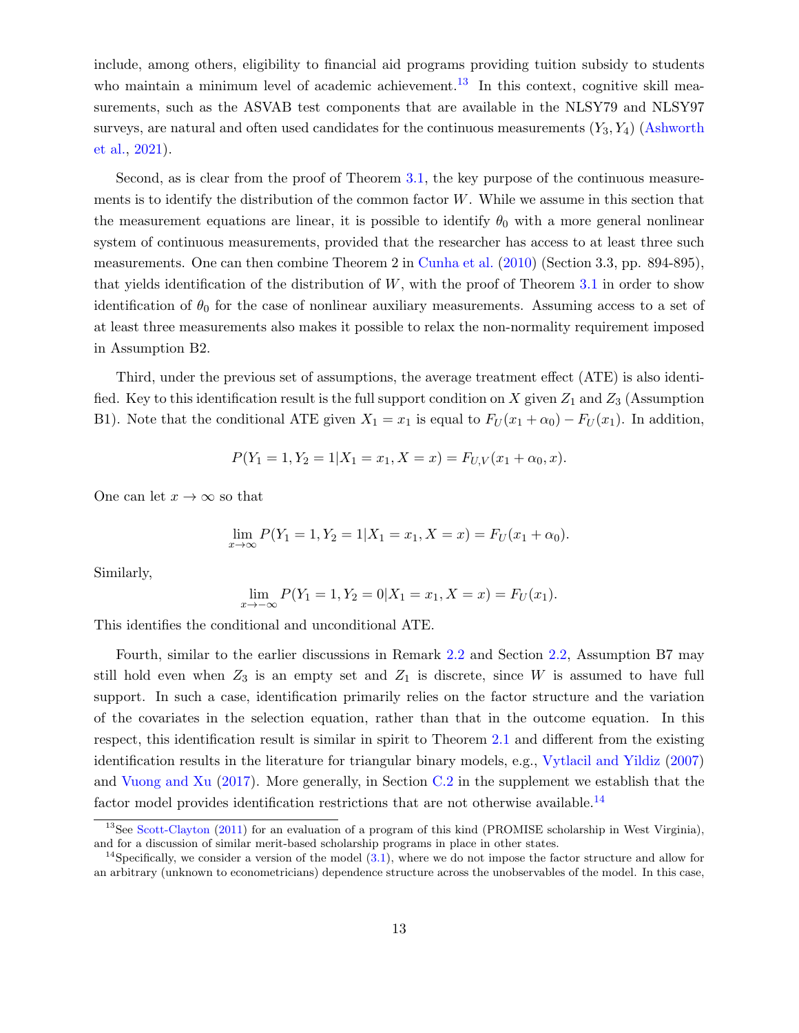include, among others, eligibility to financial aid programs providing tuition subsidy to students who maintain a minimum level of academic achievement.[13] In this context, cognitive skill measurements, such as the ASVAB test components that are available in the NLSY79 and NLSY97 surveys, are natural and often used candidates for the continuous measurements $(Y_3, Y_4)$ (Ashworth et al., 2021).

Second, as is clear from the proof of Theorem 3.1, the key purpose of the continuous measurements is to identify the distribution of the common factor $W$. While we assume in this section that the measurement equations are linear, it is possible to identify $\theta_0$ with a more general nonlinear system of continuous measurements, provided that the researcher has access to at least three such measurements. One can then combine Theorem 2 in Cunha et al. (2010) (Section 3.3, pp. 894-895), that yields identification of the distribution of $W$, with the proof of Theorem 3.1 in order to show identification of $\theta_0$ for the case of nonlinear auxiliary measurements. Assuming access to a set of at least three measurements also makes it possible to relax the non-normality requirement imposed in Assumption B2.

Third, under the previous set of assumptions, the average treatment effect (ATE) is also identified. Key to this identification result is the full support condition on $X$ given $Z_1$ and $Z_3$ (Assumption B1). Note that the conditional ATE given $X_1 = x_1$ is equal to $F_U(x_1 + \alpha_0) - F_U(x_1)$. In addition,

$$P(Y_1 = 1, Y_2 = 1 | X_1 = x_1, X = x) = F_{U,V}(x_1 + \alpha_0, x).$$

One can let $x \to \infty$ so that

$$\lim_{x \to \infty} P(Y_1 = 1, Y_2 = 1 | X_1 = x_1, X = x) = F_U(x_1 + \alpha_0).$$

Similarly,

$$\lim_{x \to -\infty} P(Y_1 = 1, Y_2 = 0 | X_1 = x_1, X = x) = F_U(x_1).$$

This identifies the conditional and unconditional ATE.

Fourth, similar to the earlier discussions in Remark 2.2 and Section 2.2, Assumption B7 may still hold even when $Z_3$ is an empty set and $Z_1$ is discrete, since $W$ is assumed to have full support. In such a case, identification primarily relies on the factor structure and the variation of the covariates in the selection equation, rather than that in the outcome equation. In this respect, this identification result is similar in spirit to Theorem 2.1 and different from the existing identification results in the literature for triangular binary models, e.g., Vytlacil and Yildiz (2007) and Vuong and Xu (2017). More generally, in Section C.2 in the supplement we establish that the factor model provides identification restrictions that are not otherwise available.[14]

---

[13] See Scott-Clayton (2011) for an evaluation of a program of this kind (PROMISE scholarship in West Virginia), and for a discussion of similar merit-based scholarship programs in place in other states.

[14] Specifically, we consider a version of the model (3.1), where we do not impose the factor structure and allow for an arbitrary (unknown to econometricians) dependence structure across the unobservables of the model. In this case,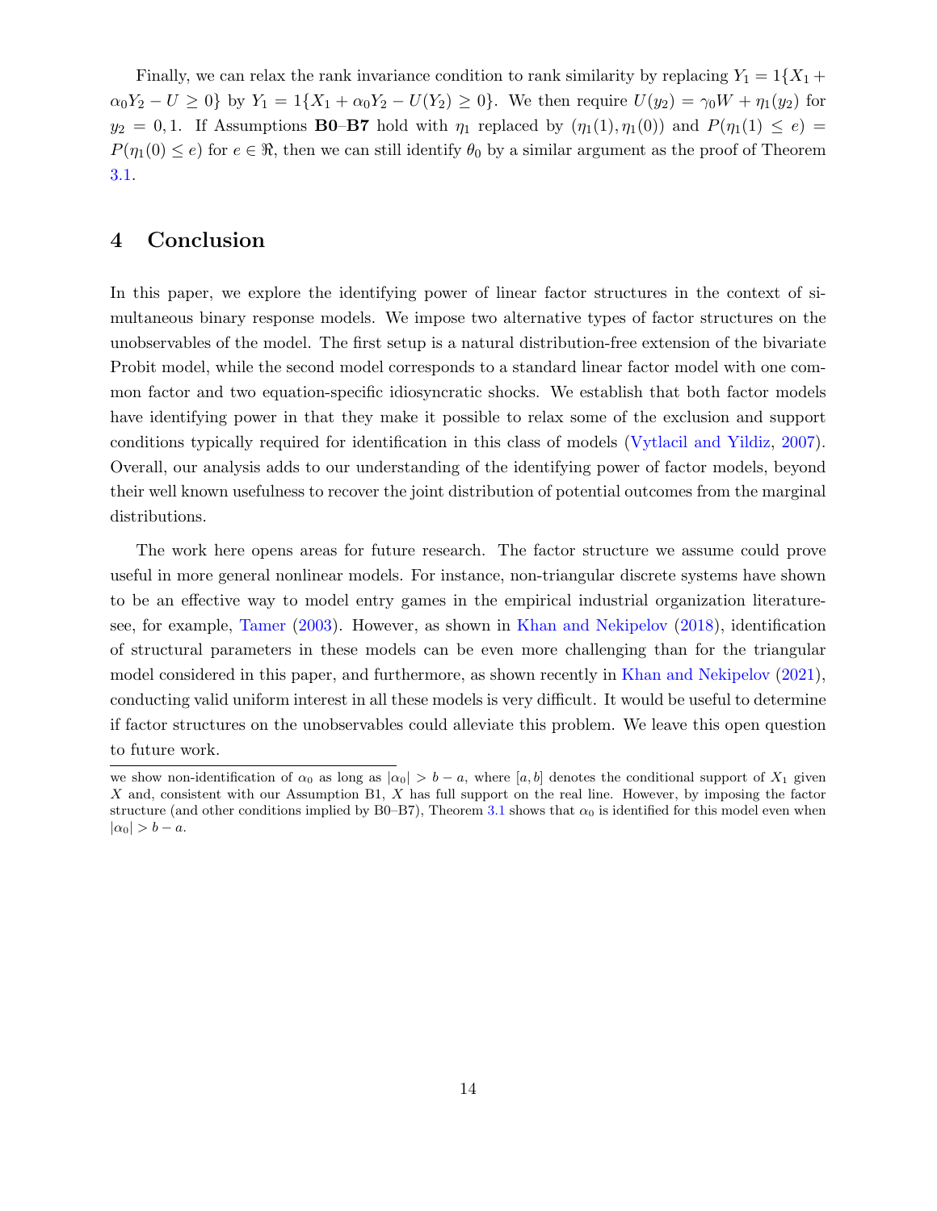Finally, we can relax the rank invariance condition to rank similarity by replacing $Y_1 = 1\{X_1 + \alpha_0 Y_2 - U \geq 0\}$ by $Y_1 = 1\{X_1 + \alpha_0 Y_2 - U(Y_2) \geq 0\}$. We then require $U(y_2) = \gamma_0 W + \eta_1(y_2)$ for $y_2 = 0, 1$. If Assumptions **B0**–**B7** hold with $\eta_1$ replaced by $(\eta_1(1), \eta_1(0))$ and $P(\eta_1(1) \leq e) = P(\eta_1(0) \leq e)$ for $e \in \Re$, then we can still identify $\theta_0$ by a similar argument as the proof of Theorem 3.1.

# 4 Conclusion

In this paper, we explore the identifying power of linear factor structures in the context of simultaneous binary response models. We impose two alternative types of factor structures on the unobservables of the model. The first setup is a natural distribution-free extension of the bivariate Probit model, while the second model corresponds to a standard linear factor model with one common factor and two equation-specific idiosyncratic shocks. We establish that both factor models have identifying power in that they make it possible to relax some of the exclusion and support conditions typically required for identification in this class of models (Vytlacil and Yildiz, 2007). Overall, our analysis adds to our understanding of the identifying power of factor models, beyond their well known usefulness to recover the joint distribution of potential outcomes from the marginal distributions.

The work here opens areas for future research. The factor structure we assume could prove useful in more general nonlinear models. For instance, non-triangular discrete systems have shown to be an effective way to model entry games in the empirical industrial organization literature-see, for example, Tamer (2003). However, as shown in Khan and Nekipelov (2018), identification of structural parameters in these models can be even more challenging than for the triangular model considered in this paper, and furthermore, as shown recently in Khan and Nekipelov (2021), conducting valid uniform interest in all these models is very difficult. It would be useful to determine if factor structures on the unobservables could alleviate this problem. We leave this open question to future work.

---

we show non-identification of $\alpha_0$ as long as $|\alpha_0| > b - a$, where $[a, b]$ denotes the conditional support of $X_1$ given $X$ and, consistent with our Assumption B1, $X$ has full support on the real line. However, by imposing the factor structure (and other conditions implied by B0–B7), Theorem 3.1 shows that $\alpha_0$ is identified for this model even when $|\alpha_0| > b - a$.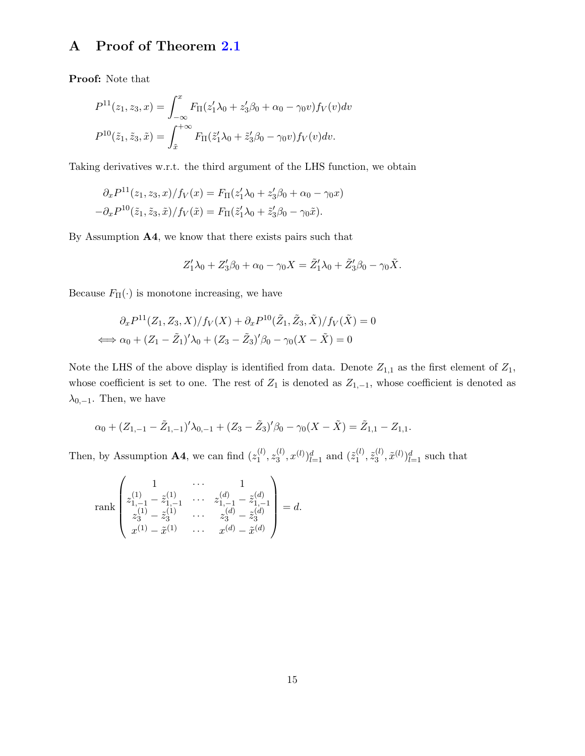# A Proof of Theorem 2.1

**Proof:** Note that

$$
\begin{aligned}
P^{11}(z_1, z_3, x) &= \int_{-\infty}^{x} F_{\Pi}(z_1'\lambda_0 + z_3'\beta_0 + \alpha_0 - \gamma_0 v) f_V(v) dv \\
P^{10}(\tilde{z}_1, \tilde{z}_3, \tilde{x}) &= \int_{\tilde{x}}^{+\infty} F_{\Pi}(\tilde{z}_1'\lambda_0 + \tilde{z}_3'\beta_0 - \gamma_0 v) f_V(v) dv.
\end{aligned}
$$

Taking derivatives w.r.t. the third argument of the LHS function, we obtain

$$
\begin{aligned}
\partial_x P^{11}(z_1, z_3, x)/f_V(x) &= F_{\Pi}(z_1'\lambda_0 + z_3'\beta_0 + \alpha_0 - \gamma_0 x) \\
-\partial_x P^{10}(\tilde{z}_1, \tilde{z}_3, \tilde{x})/f_V(\tilde{x}) &= F_{\Pi}(\tilde{z}_1'\lambda_0 + \tilde{z}_3'\beta_0 - \gamma_0 \tilde{x}).
\end{aligned}
$$

By Assumption **A4**, we know that there exists pairs such that

$$
Z_1'\lambda_0 + Z_3'\beta_0 + \alpha_0 - \gamma_0 X = \tilde{Z}_1'\lambda_0 + \tilde{Z}_3'\beta_0 - \gamma_0 \tilde{X}.
$$

Because $F_{\Pi}(\cdot)$ is monotone increasing, we have

$$
\begin{aligned}
&\partial_x P^{11}(Z_1, Z_3, X)/f_V(X) + \partial_x P^{10}(\tilde{Z}_1, \tilde{Z}_3, \tilde{X})/f_V(\tilde{X}) = 0 \\
\iff &\alpha_0 + (Z_1 - \tilde{Z}_1)'\lambda_0 + (Z_3 - \tilde{Z}_3)'\beta_0 - \gamma_0(X - \tilde{X}) = 0
\end{aligned}
$$

Note the LHS of the above display is identified from data. Denote $Z_{1,1}$ as the first element of $Z_1$, whose coefficient is set to one. The rest of $Z_1$ is denoted as $Z_{1,-1}$, whose coefficient is denoted as $\lambda_{0,-1}$. Then, we have

$$
\alpha_0 + (Z_{1,-1} - \tilde{Z}_{1,-1})'\lambda_{0,-1} + (Z_3 - \tilde{Z}_3)'\beta_0 - \gamma_0(X - \tilde{X}) = \tilde{Z}_{1,1} - Z_{1,1}.
$$

Then, by Assumption **A4**, we can find $(z_1^{(l)}, z_3^{(l)}, x^{(l)})_{l=1}^d$ and $(\tilde{z}_1^{(l)}, \tilde{z}_3^{(l)}, \tilde{x}^{(l)})_{l=1}^d$ such that

$$
\text{rank} \begin{pmatrix}
1 & \cdots & 1 \\
z_{1,-1}^{(1)} - \tilde{z}_{1,-1}^{(1)} & \cdots & z_{1,-1}^{(d)} - \tilde{z}_{1,-1}^{(d)} \\
z_3^{(1)} - \tilde{z}_3^{(1)} & \cdots & z_3^{(d)} - \tilde{z}_3^{(d)} \\
x^{(1)} - \tilde{x}^{(1)} & \cdots & x^{(d)} - \tilde{x}^{(d)}
\end{pmatrix} = d.
$$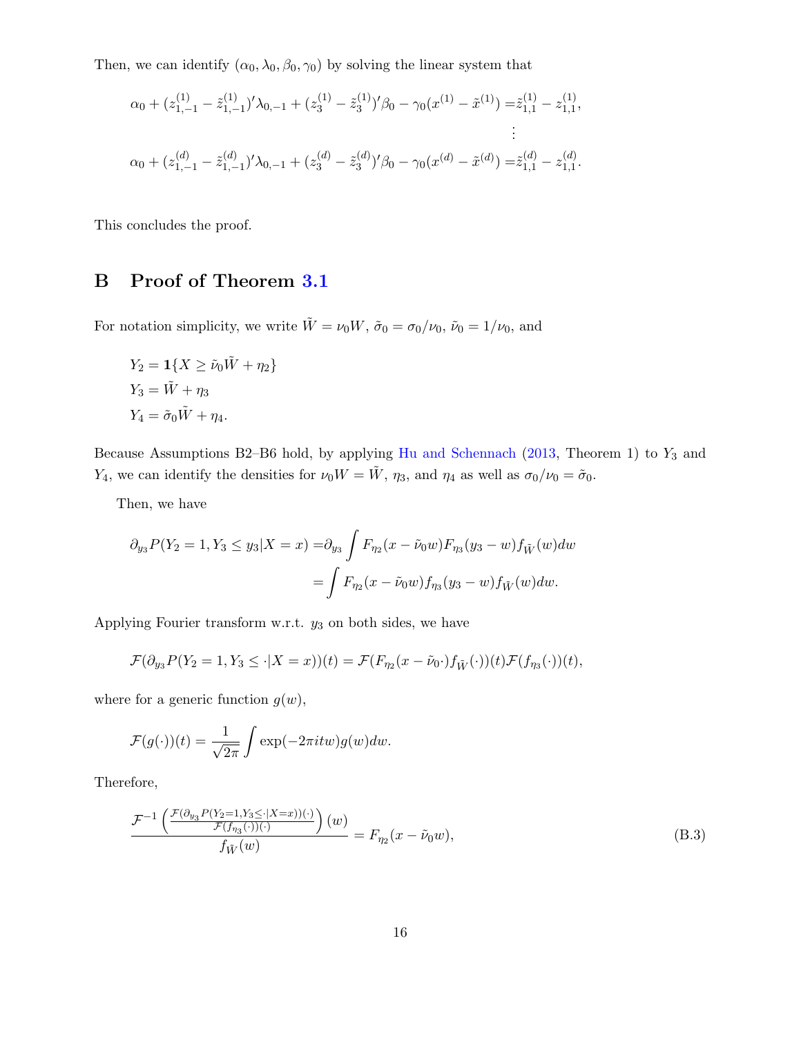Then, we can identify $(\alpha_0, \lambda_0, \beta_0, \gamma_0)$ by solving the linear system that

$$
\begin{aligned}
\alpha_0 + (z_{1,-1}^{(1)} - \tilde{z}_{1,-1}^{(1)})'\lambda_{0,-1} + (z_3^{(1)} - \tilde{z}_3^{(1)})'\beta_0 - \gamma_0(x^{(1)} - \tilde{x}^{(1)}) &= \tilde{z}_{1,1}^{(1)} - z_{1,1}^{(1)}, \\
&\vdots \\
\alpha_0 + (z_{1,-1}^{(d)} - \tilde{z}_{1,-1}^{(d)})'\lambda_{0,-1} + (z_3^{(d)} - \tilde{z}_3^{(d)})'\beta_0 - \gamma_0(x^{(d)} - \tilde{x}^{(d)}) &= \tilde{z}_{1,1}^{(d)} - z_{1,1}^{(d)}.
\end{aligned}
$$

This concludes the proof.

## B Proof of Theorem 3.1

For notation simplicity, we write $\tilde{W} = \nu_0 W$, $\tilde{\sigma}_0 = \sigma_0/\nu_0$, $\tilde{\nu}_0 = 1/\nu_0$, and

$$
\begin{aligned}
&Y_2 = \mathbf{1}\{X \geq \tilde{\nu}_0 \tilde{W} + \eta_2\} \\
&Y_3 = \tilde{W} + \eta_3 \\
&Y_4 = \tilde{\sigma}_0 \tilde{W} + \eta_4.
\end{aligned}
$$

Because Assumptions B2–B6 hold, by applying Hu and Schennach (2013, Theorem 1) to $Y_3$ and $Y_4$, we can identify the densities for $\nu_0 W = \tilde{W}$, $\eta_3$, and $\eta_4$ as well as $\sigma_0/\nu_0 = \tilde{\sigma}_0$.

Then, we have

$$
\begin{aligned}
\partial_{y_3} P(Y_2 = 1, Y_3 \leq y_3 | X = x) &= \partial_{y_3} \int F_{\eta_2}(x - \tilde{\nu}_0 w) F_{\eta_3}(y_3 - w) f_{\tilde{W}}(w) dw \\
&= \int F_{\eta_2}(x - \tilde{\nu}_0 w) f_{\eta_3}(y_3 - w) f_{\tilde{W}}(w) dw.
\end{aligned}
$$

Applying Fourier transform w.r.t. $y_3$ on both sides, we have

$$
\mathcal{F}(\partial_{y_3} P(Y_2 = 1, Y_3 \leq \cdot | X = x))(t) = \mathcal{F}(F_{\eta_2}(x - \tilde{\nu}_0 \cdot) f_{\tilde{W}}(\cdot))(t) \mathcal{F}(f_{\eta_3}(\cdot))(t),
$$

where for a generic function $g(w)$,

$$
\mathcal{F}(g(\cdot))(t) = \frac{1}{\sqrt{2\pi}} \int \exp(-2\pi i t w) g(w) dw.
$$

Therefore,

$$
\frac{\mathcal{F}^{-1}\left(\frac{\mathcal{F}(\partial_{y_3} P(Y_2 = 1, Y_3 \leq \cdot | X = x))(\cdot)}{\mathcal{F}(f_{\eta_3}(\cdot))(\cdot)}\right)(w)}{f_{\tilde{W}}(w)} = F_{\eta_2}(x - \tilde{\nu}_0 w), \tag{B.3}
$$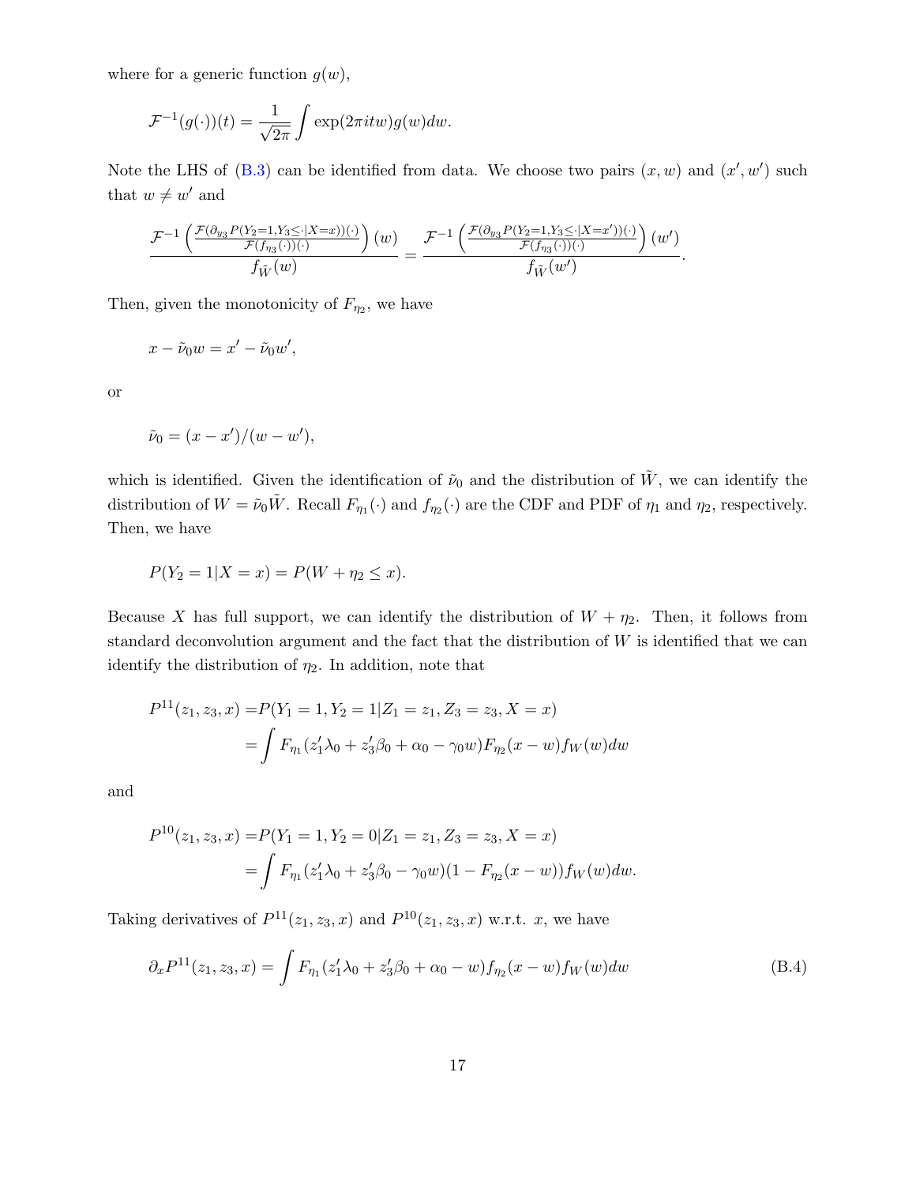where for a generic function $g(w)$,

$$\mathcal{F}^{-1}(g(\cdot))(t) = \frac{1}{\sqrt{2\pi}} \int \exp(2\pi itw) g(w) dw.$$

Note the LHS of (B.3) can be identified from data. We choose two pairs $(x, w)$ and $(x', w')$ such that $w \neq w'$ and

$$\frac{\mathcal{F}^{-1}\left(\frac{\mathcal{F}(\partial_{y_3} P(Y_2=1, Y_3 \leq \cdot | X=x))(\cdot)}{\mathcal{F}(f_{\eta_3}(\cdot))(\cdot)}\right)(w)}{f_{\tilde{W}}(w)} = \frac{\mathcal{F}^{-1}\left(\frac{\mathcal{F}(\partial_{y_3} P(Y_2=1, Y_3 \leq \cdot | X=x'))(\cdot)}{\mathcal{F}(f_{\eta_3}(\cdot))(\cdot)}\right)(w')}{f_{\tilde{W}}(w')}.$$

Then, given the monotonicity of $F_{\eta_2}$, we have

$$x - \tilde{\nu}_0 w = x' - \tilde{\nu}_0 w',$$

or

$$\tilde{\nu}_0 = (x - x')/(w - w'),$$

which is identified. Given the identification of $\tilde{\nu}_0$ and the distribution of $\tilde{W}$, we can identify the distribution of $W = \tilde{\nu}_0 \tilde{W}$. Recall $F_{\eta_1}(\cdot)$ and $f_{\eta_2}(\cdot)$ are the CDF and PDF of $\eta_1$ and $\eta_2$, respectively. Then, we have

$$P(Y_2 = 1 | X = x) = P(W + \eta_2 \leq x).$$

Because $X$ has full support, we can identify the distribution of $W + \eta_2$. Then, it follows from standard deconvolution argument and the fact that the distribution of $W$ is identified that we can identify the distribution of $\eta_2$. In addition, note that

$$\begin{aligned}
P^{11}(z_1, z_3, x) =& P(Y_1 = 1, Y_2 = 1 | Z_1 = z_1, Z_3 = z_3, X = x) \\
=& \int F_{\eta_1}(z_1'\lambda_0 + z_3'\beta_0 + \alpha_0 - \gamma_0 w) F_{\eta_2}(x - w) f_W(w) dw
\end{aligned}$$

and

$$\begin{aligned}
P^{10}(z_1, z_3, x) =& P(Y_1 = 1, Y_2 = 0 | Z_1 = z_1, Z_3 = z_3, X = x) \\
=& \int F_{\eta_1}(z_1'\lambda_0 + z_3'\beta_0 - \gamma_0 w)(1 - F_{\eta_2}(x - w)) f_W(w) dw.
\end{aligned}$$

Taking derivatives of $P^{11}(z_1, z_3, x)$ and $P^{10}(z_1, z_3, x)$ w.r.t. $x$, we have

$$\partial_x P^{11}(z_1, z_3, x) = \int F_{\eta_1}(z_1'\lambda_0 + z_3'\beta_0 + \alpha_0 - w) f_{\eta_2}(x - w) f_W(w) dw \tag{B.4}$$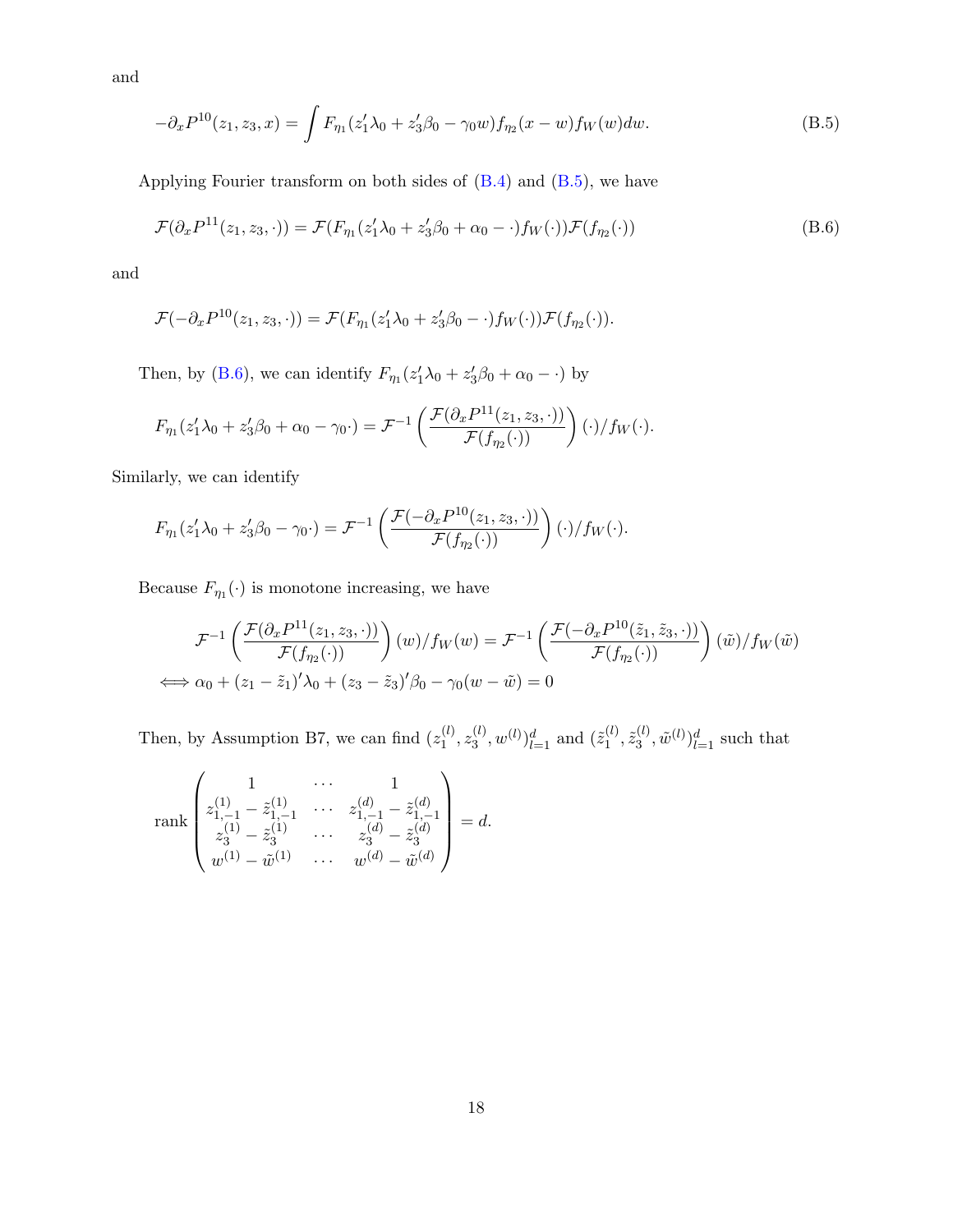and

$$
-\partial_x P^{10}(z_1, z_3, x) = \int F_{\eta_1}(z_1'\lambda_0 + z_3'\beta_0 - \gamma_0 w) f_{\eta_2}(x - w) f_W(w) dw. \tag{B.5}
$$

Applying Fourier transform on both sides of (B.4) and (B.5), we have

$$
\mathcal{F}(\partial_x P^{11}(z_1, z_3, \cdot)) = \mathcal{F}(F_{\eta_1}(z_1'\lambda_0 + z_3'\beta_0 + \alpha_0 - \cdot) f_W(\cdot)) \mathcal{F}(f_{\eta_2}(\cdot)) \tag{B.6}
$$

and

$$
\mathcal{F}(-\partial_x P^{10}(z_1, z_3, \cdot)) = \mathcal{F}(F_{\eta_1}(z_1'\lambda_0 + z_3'\beta_0 - \cdot) f_W(\cdot)) \mathcal{F}(f_{\eta_2}(\cdot)).
$$

Then, by (B.6), we can identify $F_{\eta_1}(z_1'\lambda_0 + z_3'\beta_0 + \alpha_0 - \cdot)$ by

$$
F_{\eta_1}(z_1'\lambda_0 + z_3'\beta_0 + \alpha_0 - \gamma_0 \cdot) = \mathcal{F}^{-1}\left(\frac{\mathcal{F}(\partial_x P^{11}(z_1, z_3, \cdot))}{\mathcal{F}(f_{\eta_2}(\cdot))}\right)(\cdot)/f_W(\cdot).
$$

Similarly, we can identify

$$
F_{\eta_1}(z_1'\lambda_0 + z_3'\beta_0 - \gamma_0 \cdot) = \mathcal{F}^{-1}\left(\frac{\mathcal{F}(-\partial_x P^{10}(z_1, z_3, \cdot))}{\mathcal{F}(f_{\eta_2}(\cdot))}\right)(\cdot)/f_W(\cdot).
$$

Because $F_{\eta_1}(\cdot)$ is monotone increasing, we have

$$
\begin{aligned}
&\mathcal{F}^{-1}\left(\frac{\mathcal{F}(\partial_x P^{11}(z_1, z_3, \cdot))}{\mathcal{F}(f_{\eta_2}(\cdot))}\right)(w)/f_W(w) = \mathcal{F}^{-1}\left(\frac{\mathcal{F}(-\partial_x P^{10}(\tilde{z}_1, \tilde{z}_3, \cdot))}{\mathcal{F}(f_{\eta_2}(\cdot))}\right)(\tilde{w})/f_W(\tilde{w}) \\
\Longleftrightarrow\ &\alpha_0 + (z_1 - \tilde{z}_1)'\lambda_0 + (z_3 - \tilde{z}_3)'\beta_0 - \gamma_0(w - \tilde{w}) = 0
\end{aligned}
$$

Then, by Assumption B7, we can find $(z_1^{(l)}, z_3^{(l)}, w^{(l)})_{l=1}^d$ and $(\tilde{z}_1^{(l)}, \tilde{z}_3^{(l)}, \tilde{w}^{(l)})_{l=1}^d$ such that

$$
\text{rank}\begin{pmatrix}
1 & \cdots & 1 \\
z_{1,-1}^{(1)} - \tilde{z}_{1,-1}^{(1)} & \cdots & z_{1,-1}^{(d)} - \tilde{z}_{1,-1}^{(d)} \\
z_3^{(1)} - \tilde{z}_3^{(1)} & \cdots & z_3^{(d)} - \tilde{z}_3^{(d)} \\
w^{(1)} - \tilde{w}^{(1)} & \cdots & w^{(d)} - \tilde{w}^{(d)}
\end{pmatrix} = d.
$$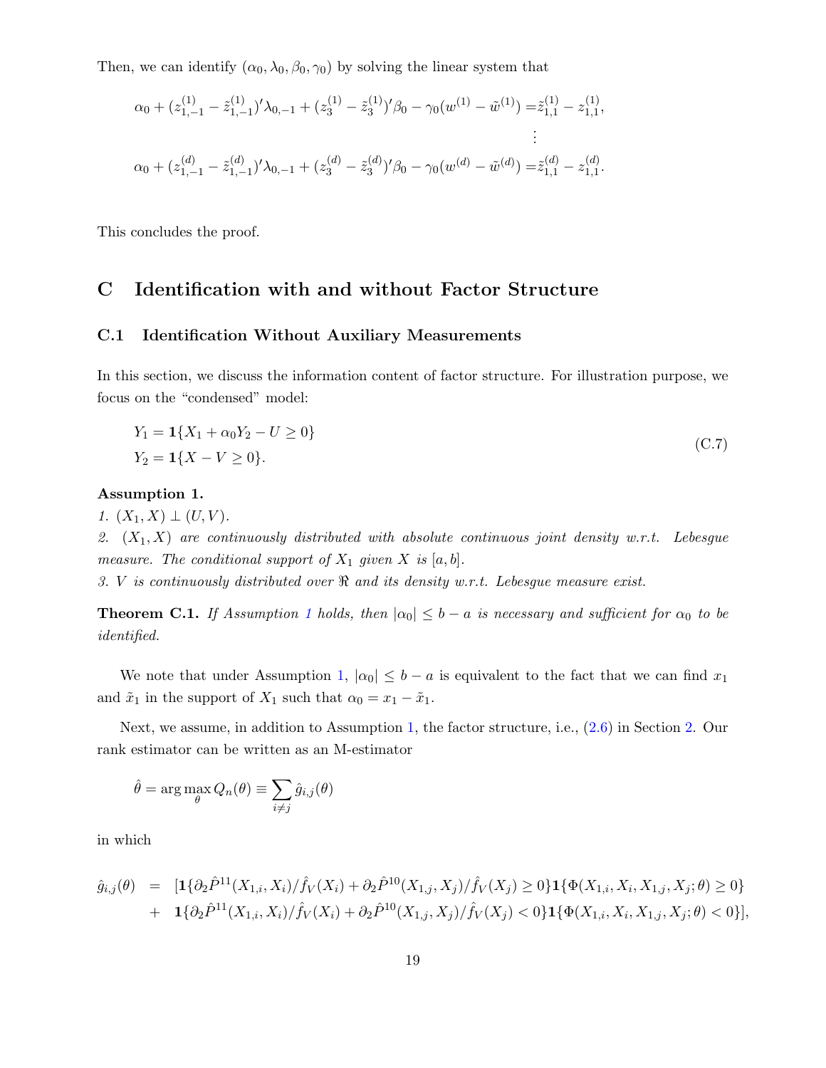Then, we can identify $(\alpha_0, \lambda_0, \beta_0, \gamma_0)$ by solving the linear system that

$$
\begin{aligned}
\alpha_0 + (z_{1,-1}^{(1)} - \tilde{z}_{1,-1}^{(1)})'\lambda_{0,-1} + (z_3^{(1)} - \tilde{z}_3^{(1)})'\beta_0 - \gamma_0(w^{(1)} - \tilde{w}^{(1)}) &= \tilde{z}_{1,1}^{(1)} - z_{1,1}^{(1)}, \\
&\vdots \\
\alpha_0 + (z_{1,-1}^{(d)} - \tilde{z}_{1,-1}^{(d)})'\lambda_{0,-1} + (z_3^{(d)} - \tilde{z}_3^{(d)})'\beta_0 - \gamma_0(w^{(d)} - \tilde{w}^{(d)}) &= \tilde{z}_{1,1}^{(d)} - z_{1,1}^{(d)}.
\end{aligned}
$$

This concludes the proof.

# C Identification with and without Factor Structure

## C.1 Identification Without Auxiliary Measurements

In this section, we discuss the information content of factor structure. For illustration purpose, we focus on the "condensed" model:

$$
\begin{aligned}
&Y_1 = \mathbf{1}\{X_1 + \alpha_0 Y_2 - U \geq 0\} \\
&Y_2 = \mathbf{1}\{X - V \geq 0\}.
\end{aligned}
\tag{C.7}
$$

**Assumption 1.**
*1.* $(X_1, X) \perp (U, V)$.
*2.* $(X_1, X)$ *are continuously distributed with absolute continuous joint density w.r.t. Lebesgue measure. The conditional support of* $X_1$ *given* $X$ *is* $[a, b]$.
*3.* $V$ *is continuously distributed over* $\Re$ *and its density w.r.t. Lebesgue measure exist.*

**Theorem C.1.** *If Assumption 1 holds, then* $|\alpha_0| \leq b - a$ *is necessary and sufficient for* $\alpha_0$ *to be identified.*

We note that under Assumption 1, $|\alpha_0| \leq b - a$ is equivalent to the fact that we can find $x_1$ and $\tilde{x}_1$ in the support of $X_1$ such that $\alpha_0 = x_1 - \tilde{x}_1$.

Next, we assume, in addition to Assumption 1, the factor structure, i.e., (2.6) in Section 2. Our rank estimator can be written as an M-estimator

$$
\hat{\theta} = \arg\max_{\theta} Q_n(\theta) \equiv \sum_{i \neq j} \hat{g}_{i,j}(\theta)
$$

in which

$$
\begin{aligned}
\hat{g}_{i,j}(\theta) \;\; = \;\; & [\mathbf{1}\{\partial_2 \hat{P}^{11}(X_{1,i}, X_i)/\hat{f}_V(X_i) + \partial_2 \hat{P}^{10}(X_{1,j}, X_j)/\hat{f}_V(X_j) \geq 0\}\mathbf{1}\{\Phi(X_{1,i}, X_i, X_{1,j}, X_j; \theta) \geq 0\} \\
+ \;\; & \mathbf{1}\{\partial_2 \hat{P}^{11}(X_{1,i}, X_i)/\hat{f}_V(X_i) + \partial_2 \hat{P}^{10}(X_{1,j}, X_j)/\hat{f}_V(X_j) < 0\}\mathbf{1}\{\Phi(X_{1,i}, X_i, X_{1,j}, X_j; \theta) < 0\}],
\end{aligned}
$$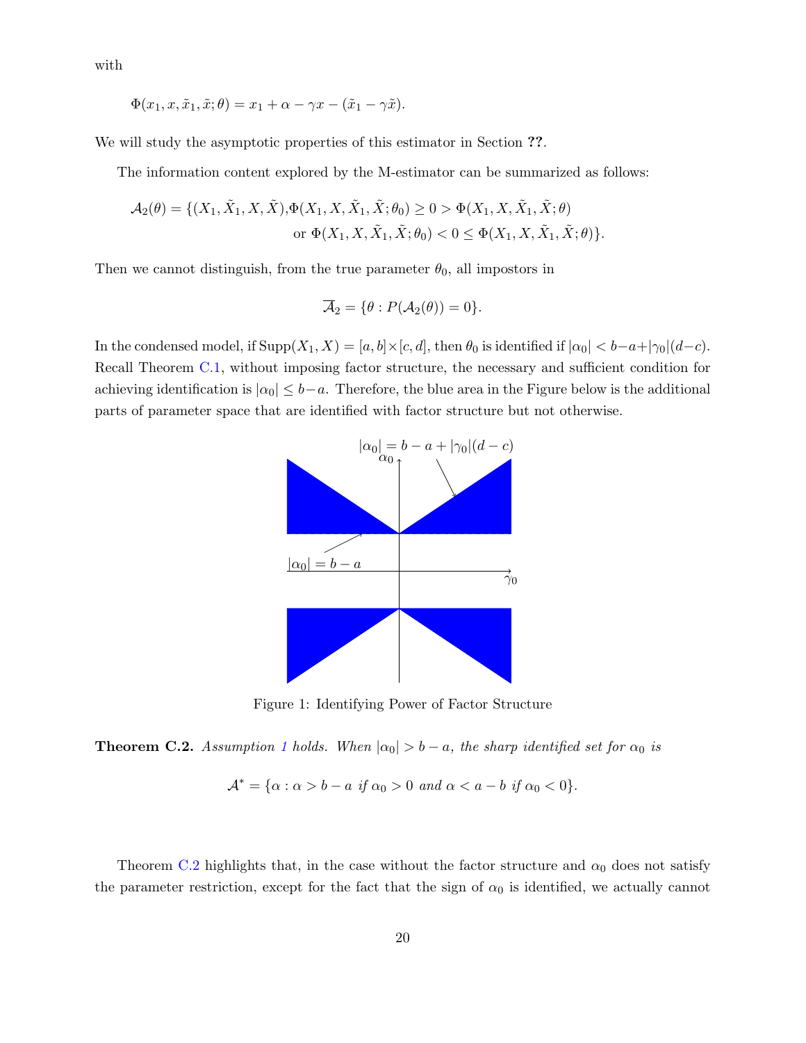with

$$\Phi(x_1, x, \tilde{x}_1, \tilde{x}; \theta) = x_1 + \alpha - \gamma x - (\tilde{x}_1 - \gamma \tilde{x}).$$

We will study the asymptotic properties of this estimator in Section **??**.

The information content explored by the M-estimator can be summarized as follows:

$$\begin{aligned}\mathcal{A}_2(\theta) = \{(X_1, \tilde{X}_1, X, \tilde{X}), &\Phi(X_1, X, \tilde{X}_1, \tilde{X}; \theta_0) \geq 0 > \Phi(X_1, X, \tilde{X}_1, \tilde{X}; \theta) \\ &\text{or } \Phi(X_1, X, \tilde{X}_1, \tilde{X}; \theta_0) < 0 \leq \Phi(X_1, X, \tilde{X}_1, \tilde{X}; \theta)\}.\end{aligned}$$

Then we cannot distinguish, from the true parameter $\theta_0$, all impostors in

$$\overline{\mathcal{A}}_2 = \{\theta : P(\mathcal{A}_2(\theta)) = 0\}.$$

In the condensed model, if $\text{Supp}(X_1, X) = [a, b] \times [c, d]$, then $\theta_0$ is identified if $|\alpha_0| < b - a + |\gamma_0|(d - c)$. Recall Theorem C.1, without imposing factor structure, the necessary and sufficient condition for achieving identification is $|\alpha_0| \leq b - a$. Therefore, the blue area in the Figure below is the additional parts of parameter space that are identified with factor structure but not otherwise.

Figure 1: Identifying Power of Factor Structure

**Theorem C.2.** *Assumption 1 holds. When $|\alpha_0| > b - a$, the sharp identified set for $\alpha_0$ is*

$$\mathcal{A}^* = \{\alpha : \alpha > b - a \text{ if } \alpha_0 > 0 \text{ and } \alpha < a - b \text{ if } \alpha_0 < 0\}.$$

Theorem C.2 highlights that, in the case without the factor structure and $\alpha_0$ does not satisfy the parameter restriction, except for the fact that the sign of $\alpha_0$ is identified, we actually cannot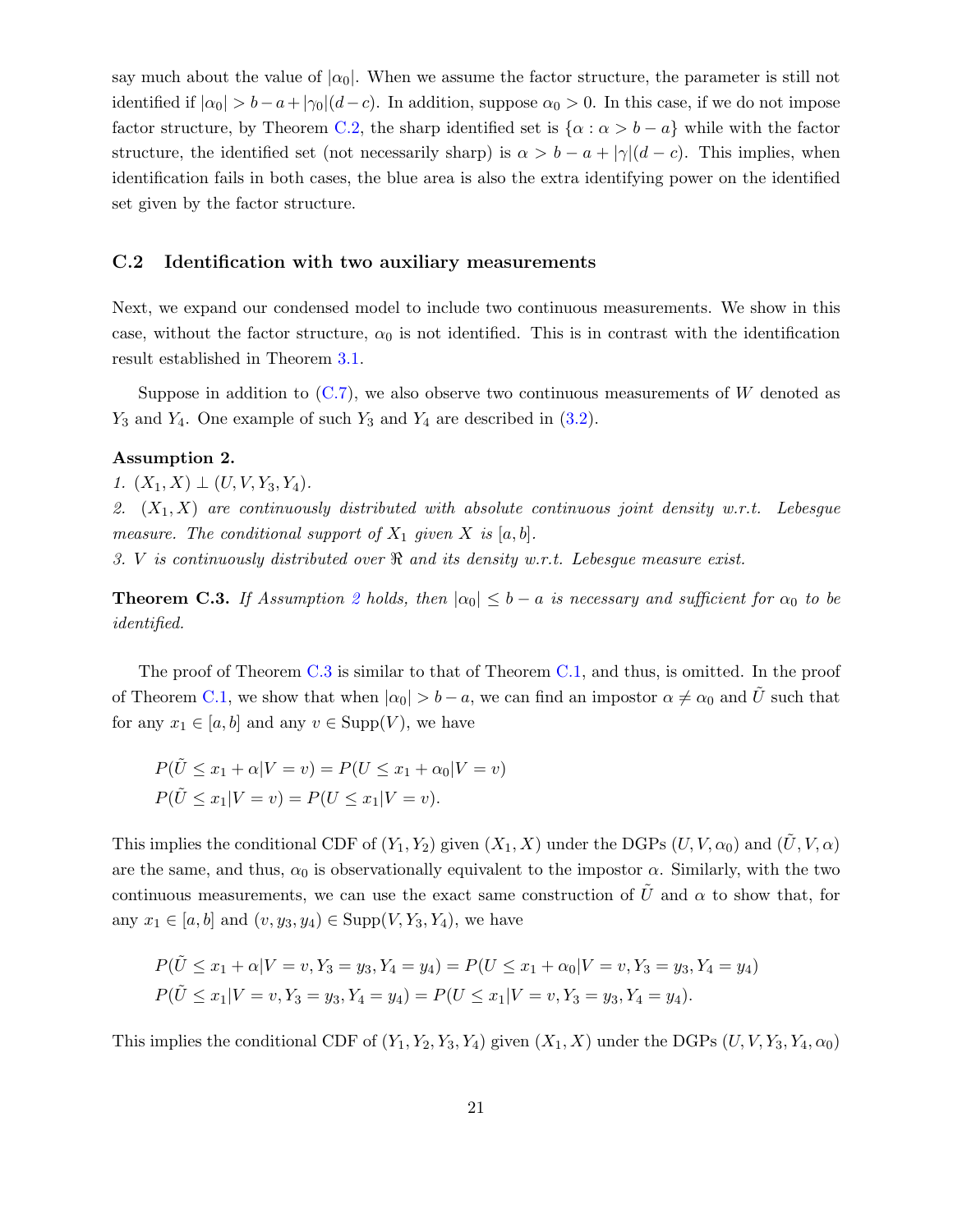say much about the value of $|\alpha_0|$. When we assume the factor structure, the parameter is still not identified if $|\alpha_0| > b - a + |\gamma_0|(d-c)$. In addition, suppose $\alpha_0 > 0$. In this case, if we do not impose factor structure, by Theorem C.2, the sharp identified set is $\{\alpha : \alpha > b - a\}$ while with the factor structure, the identified set (not necessarily sharp) is $\alpha > b - a + |\gamma|(d-c)$. This implies, when identification fails in both cases, the blue area is also the extra identifying power on the identified set given by the factor structure.

## C.2 Identification with two auxiliary measurements

Next, we expand our condensed model to include two continuous measurements. We show in this case, without the factor structure, $\alpha_0$ is not identified. This is in contrast with the identification result established in Theorem 3.1.

Suppose in addition to (C.7), we also observe two continuous measurements of $W$ denoted as $Y_3$ and $Y_4$. One example of such $Y_3$ and $Y_4$ are described in (3.2).

**Assumption 2.**

*1.* $(X_1, X) \perp (U, V, Y_3, Y_4)$.

*2.* $(X_1, X)$ *are continuously distributed with absolute continuous joint density w.r.t. Lebesgue measure. The conditional support of* $X_1$ *given* $X$ *is* $[a, b]$.

*3.* $V$ *is continuously distributed over* $\Re$ *and its density w.r.t. Lebesgue measure exist.*

**Theorem C.3.** *If Assumption 2 holds, then* $|\alpha_0| \leq b - a$ *is necessary and sufficient for* $\alpha_0$ *to be identified.*

The proof of Theorem C.3 is similar to that of Theorem C.1, and thus, is omitted. In the proof of Theorem C.1, we show that when $|\alpha_0| > b - a$, we can find an impostor $\alpha \neq \alpha_0$ and $\tilde{U}$ such that for any $x_1 \in [a, b]$ and any $v \in \text{Supp}(V)$, we have

$$
\begin{aligned}
&P(\tilde{U} \leq x_1 + \alpha | V = v) = P(U \leq x_1 + \alpha_0 | V = v) \\
&P(\tilde{U} \leq x_1 | V = v) = P(U \leq x_1 | V = v).
\end{aligned}
$$

This implies the conditional CDF of $(Y_1, Y_2)$ given $(X_1, X)$ under the DGPs $(U, V, \alpha_0)$ and $(\tilde{U}, V, \alpha)$ are the same, and thus, $\alpha_0$ is observationally equivalent to the impostor $\alpha$. Similarly, with the two continuous measurements, we can use the exact same construction of $\tilde{U}$ and $\alpha$ to show that, for any $x_1 \in [a, b]$ and $(v, y_3, y_4) \in \text{Supp}(V, Y_3, Y_4)$, we have

$$
\begin{aligned}
&P(\tilde{U} \leq x_1 + \alpha | V = v, Y_3 = y_3, Y_4 = y_4) = P(U \leq x_1 + \alpha_0 | V = v, Y_3 = y_3, Y_4 = y_4) \\
&P(\tilde{U} \leq x_1 | V = v, Y_3 = y_3, Y_4 = y_4) = P(U \leq x_1 | V = v, Y_3 = y_3, Y_4 = y_4).
\end{aligned}
$$

This implies the conditional CDF of $(Y_1, Y_2, Y_3, Y_4)$ given $(X_1, X)$ under the DGPs $(U, V, Y_3, Y_4, \alpha_0)$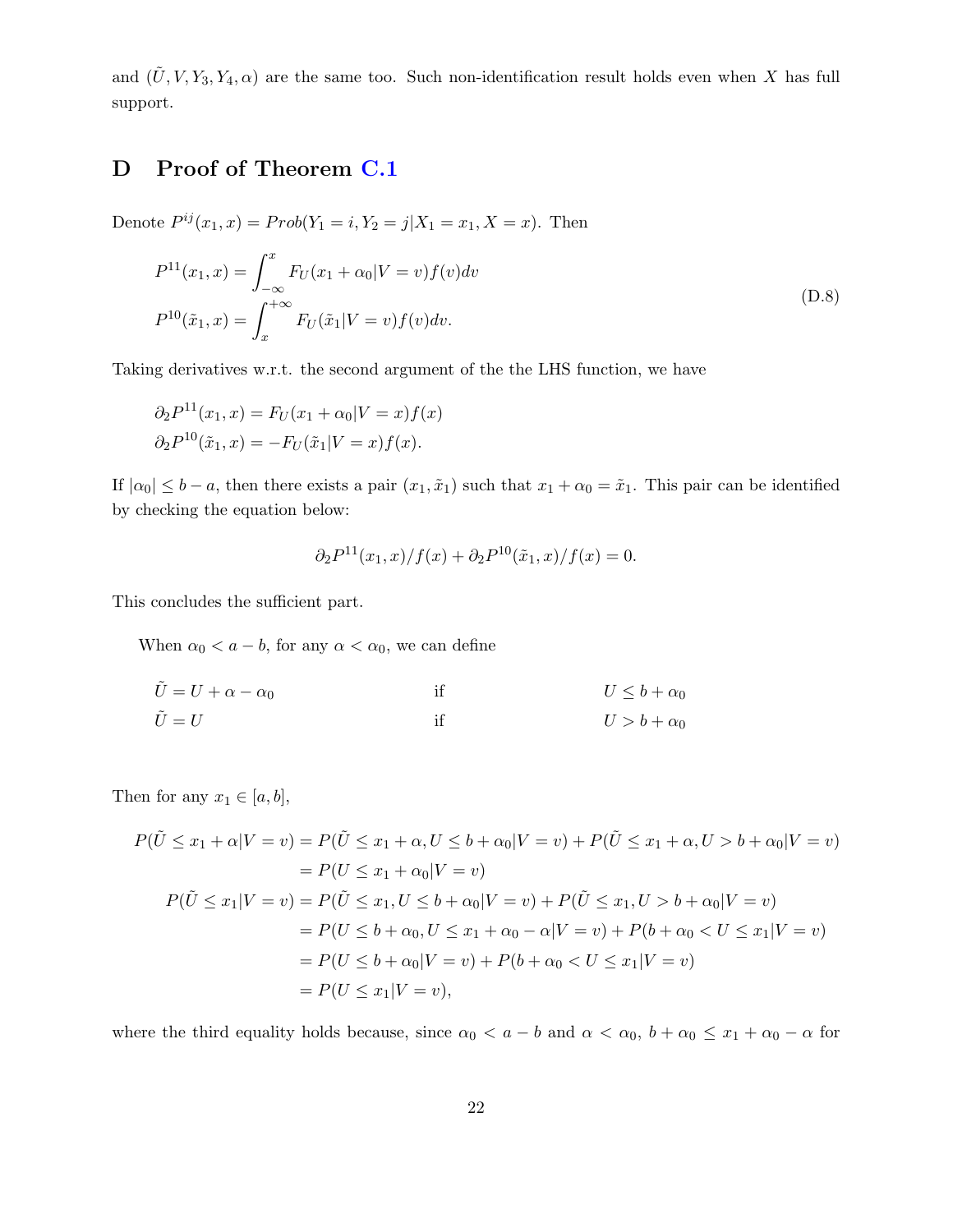and $(\tilde{U}, V, Y_3, Y_4, \alpha)$ are the same too. Such non-identification result holds even when $X$ has full support.

# D Proof of Theorem C.1

Denote $P^{ij}(x_1, x) = Prob(Y_1 = i, Y_2 = j | X_1 = x_1, X = x)$. Then

$$
\begin{aligned}
P^{11}(x_1, x) &= \int_{-\infty}^{x} F_U(x_1 + \alpha_0 | V = v) f(v) dv \\
P^{10}(\tilde{x}_1, x) &= \int_{x}^{+\infty} F_U(\tilde{x}_1 | V = v) f(v) dv.
\end{aligned}
\tag{D.8}
$$

Taking derivatives w.r.t. the second argument of the the LHS function, we have

$$
\begin{aligned}
\partial_2 P^{11}(x_1, x) &= F_U(x_1 + \alpha_0 | V = x) f(x) \\
\partial_2 P^{10}(\tilde{x}_1, x) &= -F_U(\tilde{x}_1 | V = x) f(x).
\end{aligned}
$$

If $|\alpha_0| \le b - a$, then there exists a pair $(x_1, \tilde{x}_1)$ such that $x_1 + \alpha_0 = \tilde{x}_1$. This pair can be identified by checking the equation below:

$$
\partial_2 P^{11}(x_1, x)/f(x) + \partial_2 P^{10}(\tilde{x}_1, x)/f(x) = 0.
$$

This concludes the sufficient part.

When $\alpha_0 < a - b$, for any $\alpha < \alpha_0$, we can define

$$
\begin{aligned}
\tilde{U} &= U + \alpha - \alpha_0 \qquad &\text{if} \qquad &U \le b + \alpha_0 \\
\tilde{U} &= U \qquad &\text{if} \qquad &U > b + \alpha_0
\end{aligned}
$$

Then for any $x_1 \in [a, b]$,

$$
\begin{aligned}
P(\tilde{U} \le x_1 + \alpha | V = v) &= P(\tilde{U} \le x_1 + \alpha, U \le b + \alpha_0 | V = v) + P(\tilde{U} \le x_1 + \alpha, U > b + \alpha_0 | V = v) \\
&= P(U \le x_1 + \alpha_0 | V = v) \\
P(\tilde{U} \le x_1 | V = v) &= P(\tilde{U} \le x_1, U \le b + \alpha_0 | V = v) + P(\tilde{U} \le x_1, U > b + \alpha_0 | V = v) \\
&= P(U \le b + \alpha_0, U \le x_1 + \alpha_0 - \alpha | V = v) + P(b + \alpha_0 < U \le x_1 | V = v) \\
&= P(U \le b + \alpha_0 | V = v) + P(b + \alpha_0 < U \le x_1 | V = v) \\
&= P(U \le x_1 | V = v),
\end{aligned}
$$

where the third equality holds because, since $\alpha_0 < a - b$ and $\alpha < \alpha_0$, $b + \alpha_0 \le x_1 + \alpha_0 - \alpha$ for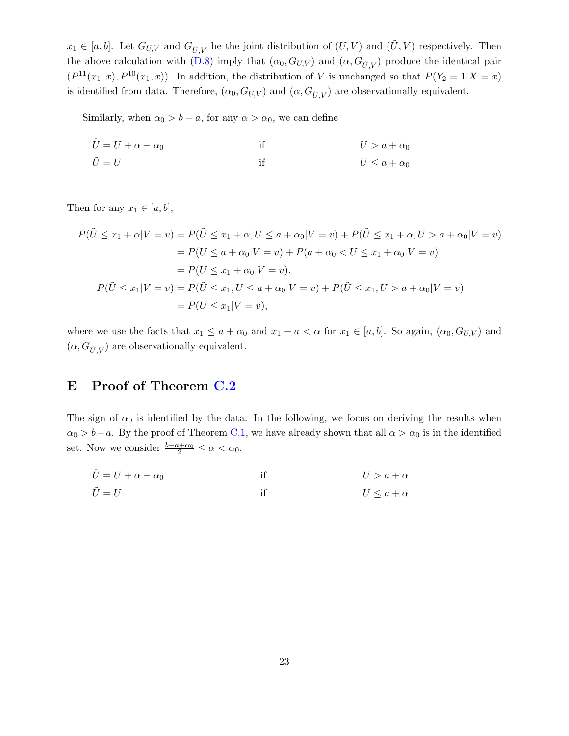$x_1 \in [a, b]$. Let $G_{U,V}$ and $G_{\tilde{U},V}$ be the joint distribution of $(U, V)$ and $(\tilde{U}, V)$ respectively. Then the above calculation with (D.8) imply that $(\alpha_0, G_{U,V})$ and $(\alpha, G_{\tilde{U},V})$ produce the identical pair $(P^{11}(x_1, x), P^{10}(x_1, x))$. In addition, the distribution of $V$ is unchanged so that $P(Y_2 = 1|X = x)$ is identified from data. Therefore, $(\alpha_0, G_{U,V})$ and $(\alpha, G_{\tilde{U},V})$ are observationally equivalent.

Similarly, when $\alpha_0 > b - a$, for any $\alpha > \alpha_0$, we can define

$$
\begin{aligned}
\tilde{U} &= U + \alpha - \alpha_0 && \text{if} && U > a + \alpha_0 \\
\tilde{U} &= U && \text{if} && U \leq a + \alpha_0
\end{aligned}
$$

Then for any $x_1 \in [a, b]$,

$$
\begin{aligned}
P(\tilde{U} \leq x_1 + \alpha | V = v) &= P(\tilde{U} \leq x_1 + \alpha, U \leq a + \alpha_0 | V = v) + P(\tilde{U} \leq x_1 + \alpha, U > a + \alpha_0 | V = v) \\
&= P(U \leq a + \alpha_0 | V = v) + P(a + \alpha_0 < U \leq x_1 + \alpha_0 | V = v) \\
&= P(U \leq x_1 + \alpha_0 | V = v). \\
P(\tilde{U} \leq x_1 | V = v) &= P(\tilde{U} \leq x_1, U \leq a + \alpha_0 | V = v) + P(\tilde{U} \leq x_1, U > a + \alpha_0 | V = v) \\
&= P(U \leq x_1 | V = v),
\end{aligned}
$$

where we use the facts that $x_1 \leq a + \alpha_0$ and $x_1 - a < \alpha$ for $x_1 \in [a, b]$. So again, $(\alpha_0, G_{U,V})$ and $(\alpha, G_{\tilde{U},V})$ are observationally equivalent.

# E Proof of Theorem C.2

The sign of $\alpha_0$ is identified by the data. In the following, we focus on deriving the results when $\alpha_0 > b - a$. By the proof of Theorem C.1, we have already shown that all $\alpha > \alpha_0$ is in the identified set. Now we consider $\frac{b-a+\alpha_0}{2} \leq \alpha < \alpha_0$.

$$
\begin{aligned}
\tilde{U} &= U + \alpha - \alpha_0 && \text{if} && U > a + \alpha \\
\tilde{U} &= U && \text{if} && U \leq a + \alpha
\end{aligned}
$$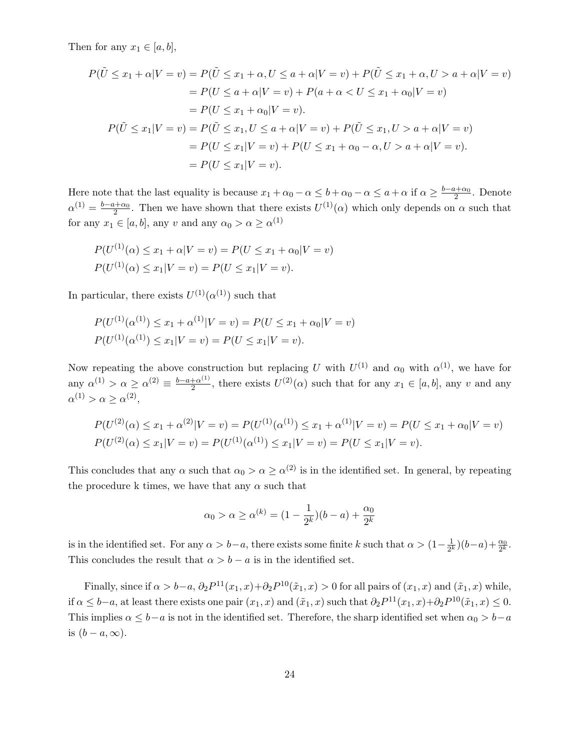Then for any $x_1 \in [a, b]$,

$$
\begin{aligned}
P(\tilde{U} \leq x_1 + \alpha | V = v) &= P(\tilde{U} \leq x_1 + \alpha, U \leq a + \alpha | V = v) + P(\tilde{U} \leq x_1 + \alpha, U > a + \alpha | V = v) \\
&= P(U \leq a + \alpha | V = v) + P(a + \alpha < U \leq x_1 + \alpha_0 | V = v) \\
&= P(U \leq x_1 + \alpha_0 | V = v). \\
P(\tilde{U} \leq x_1 | V = v) &= P(\tilde{U} \leq x_1, U \leq a + \alpha | V = v) + P(\tilde{U} \leq x_1, U > a + \alpha | V = v) \\
&= P(U \leq x_1 | V = v) + P(U \leq x_1 + \alpha_0 - \alpha, U > a + \alpha | V = v). \\
&= P(U \leq x_1 | V = v).
\end{aligned}
$$

Here note that the last equality is because $x_1 + \alpha_0 - \alpha \leq b + \alpha_0 - \alpha \leq a + \alpha$ if $\alpha \geq \frac{b-a+\alpha_0}{2}$. Denote $\alpha^{(1)} = \frac{b-a+\alpha_0}{2}$. Then we have shown that there exists $U^{(1)}(\alpha)$ which only depends on $\alpha$ such that for any $x_1 \in [a, b]$, any $v$ and any $\alpha_0 > \alpha \geq \alpha^{(1)}$

$$
\begin{aligned}
&P(U^{(1)}(\alpha) \leq x_1 + \alpha | V = v) = P(U \leq x_1 + \alpha_0 | V = v) \\
&P(U^{(1)}(\alpha) \leq x_1 | V = v) = P(U \leq x_1 | V = v).
\end{aligned}
$$

In particular, there exists $U^{(1)}(\alpha^{(1)})$ such that

$$
\begin{aligned}
&P(U^{(1)}(\alpha^{(1)}) \leq x_1 + \alpha^{(1)} | V = v) = P(U \leq x_1 + \alpha_0 | V = v) \\
&P(U^{(1)}(\alpha^{(1)}) \leq x_1 | V = v) = P(U \leq x_1 | V = v).
\end{aligned}
$$

Now repeating the above construction but replacing $U$ with $U^{(1)}$ and $\alpha_0$ with $\alpha^{(1)}$, we have for any $\alpha^{(1)} > \alpha \geq \alpha^{(2)} \equiv \frac{b-a+\alpha^{(1)}}{2}$, there exists $U^{(2)}(\alpha)$ such that for any $x_1 \in [a, b]$, any $v$ and any $\alpha^{(1)} > \alpha \geq \alpha^{(2)}$,

$$
\begin{aligned}
&P(U^{(2)}(\alpha) \leq x_1 + \alpha^{(2)} | V = v) = P(U^{(1)}(\alpha^{(1)}) \leq x_1 + \alpha^{(1)} | V = v) = P(U \leq x_1 + \alpha_0 | V = v) \\
&P(U^{(2)}(\alpha) \leq x_1 | V = v) = P(U^{(1)}(\alpha^{(1)}) \leq x_1 | V = v) = P(U \leq x_1 | V = v).
\end{aligned}
$$

This concludes that any $\alpha$ such that $\alpha_0 > \alpha \geq \alpha^{(2)}$ is in the identified set. In general, by repeating the procedure k times, we have that any $\alpha$ such that

$$
\alpha_0 > \alpha \geq \alpha^{(k)} = (1 - \frac{1}{2^k})(b - a) + \frac{\alpha_0}{2^k}
$$

is in the identified set. For any $\alpha > b-a$, there exists some finite $k$ such that $\alpha > (1 - \frac{1}{2^k})(b-a) + \frac{\alpha_0}{2^k}$. This concludes the result that $\alpha > b - a$ is in the identified set.

Finally, since if $\alpha > b-a$, $\partial_2 P^{11}(x_1, x) + \partial_2 P^{10}(\tilde{x}_1, x) > 0$ for all pairs of $(x_1, x)$ and $(\tilde{x}_1, x)$ while, if $\alpha \leq b-a$, at least there exists one pair $(x_1, x)$ and $(\tilde{x}_1, x)$ such that $\partial_2 P^{11}(x_1, x) + \partial_2 P^{10}(\tilde{x}_1, x) \leq 0$. This implies $\alpha \leq b-a$ is not in the identified set. Therefore, the sharp identified set when $\alpha_0 > b-a$ is $(b - a, \infty)$.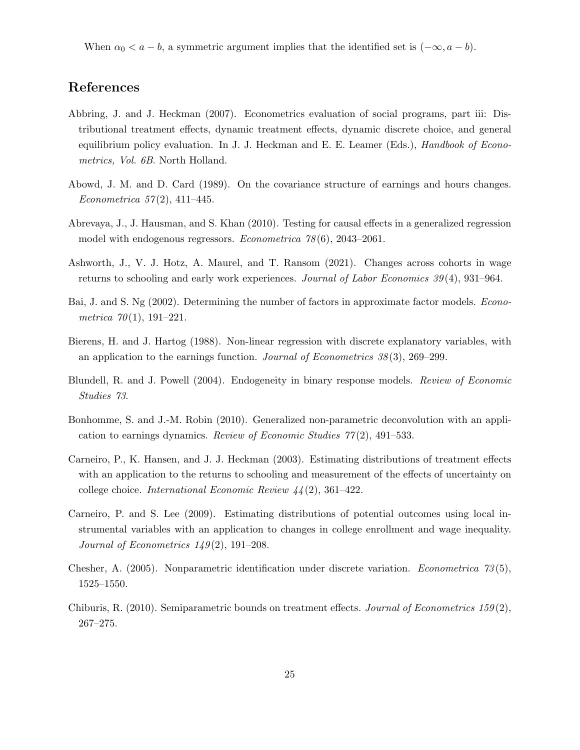When $\alpha_0 < a - b$, a symmetric argument implies that the identified set is $(-\infty, a - b)$.

## References

Abbring, J. and J. Heckman (2007). Econometrics evaluation of social programs, part iii: Distributional treatment effects, dynamic treatment effects, dynamic discrete choice, and general equilibrium policy evaluation. In J. J. Heckman and E. E. Leamer (Eds.), *Handbook of Econometrics, Vol. 6B*. North Holland.

Abowd, J. M. and D. Card (1989). On the covariance structure of earnings and hours changes. *Econometrica 57*(2), 411–445.

Abrevaya, J., J. Hausman, and S. Khan (2010). Testing for causal effects in a generalized regression model with endogenous regressors. *Econometrica 78*(6), 2043–2061.

Ashworth, J., V. J. Hotz, A. Maurel, and T. Ransom (2021). Changes across cohorts in wage returns to schooling and early work experiences. *Journal of Labor Economics 39*(4), 931–964.

Bai, J. and S. Ng (2002). Determining the number of factors in approximate factor models. *Econometrica 70*(1), 191–221.

Bierens, H. and J. Hartog (1988). Non-linear regression with discrete explanatory variables, with an application to the earnings function. *Journal of Econometrics 38*(3), 269–299.

Blundell, R. and J. Powell (2004). Endogeneity in binary response models. *Review of Economic Studies 73*.

Bonhomme, S. and J.-M. Robin (2010). Generalized non-parametric deconvolution with an application to earnings dynamics. *Review of Economic Studies 77*(2), 491–533.

Carneiro, P., K. Hansen, and J. J. Heckman (2003). Estimating distributions of treatment effects with an application to the returns to schooling and measurement of the effects of uncertainty on college choice. *International Economic Review 44*(2), 361–422.

Carneiro, P. and S. Lee (2009). Estimating distributions of potential outcomes using local instrumental variables with an application to changes in college enrollment and wage inequality. *Journal of Econometrics 149*(2), 191–208.

Chesher, A. (2005). Nonparametric identification under discrete variation. *Econometrica 73*(5), 1525–1550.

Chiburis, R. (2010). Semiparametric bounds on treatment effects. *Journal of Econometrics 159*(2), 267–275.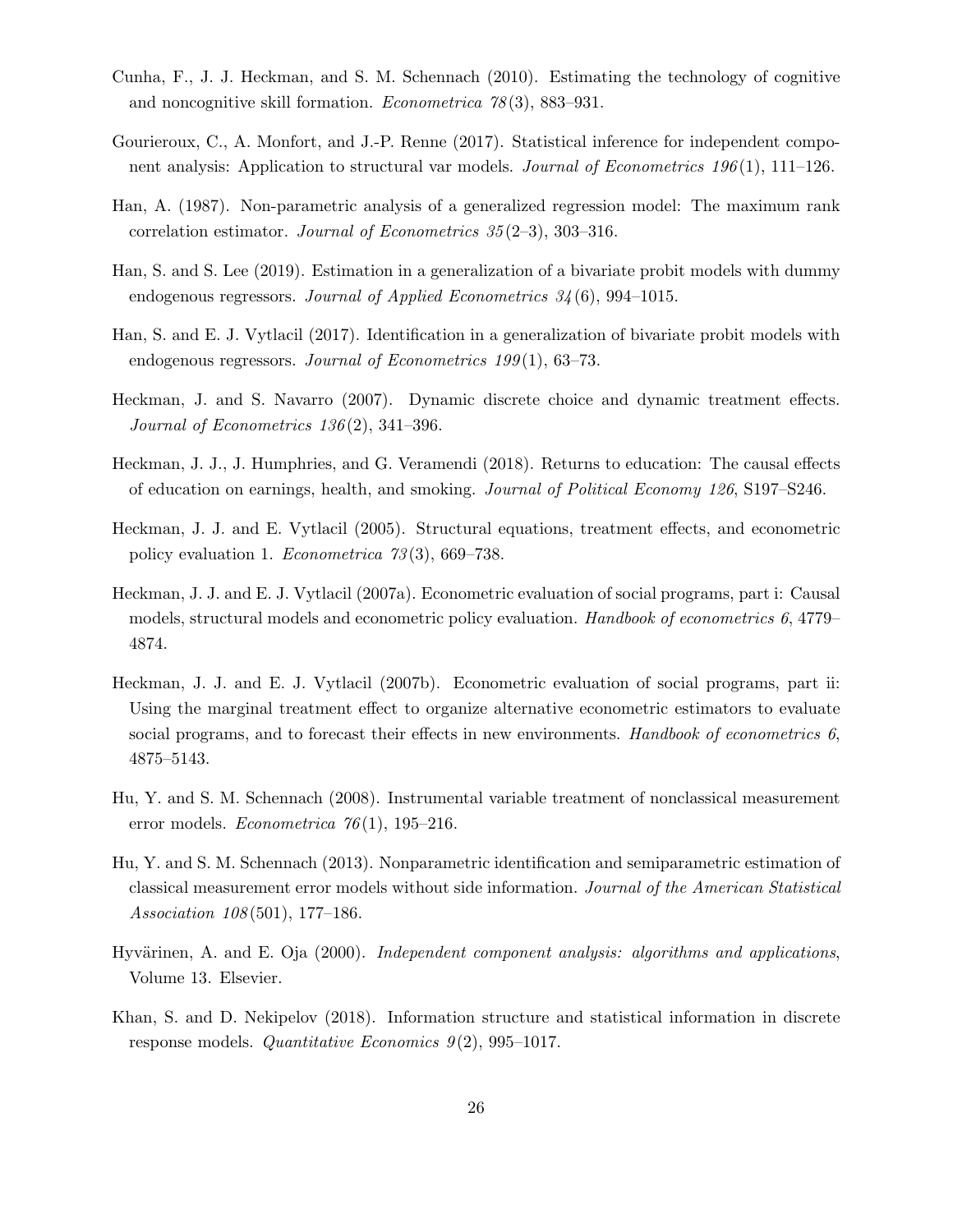Cunha, F., J. J. Heckman, and S. M. Schennach (2010). Estimating the technology of cognitive and noncognitive skill formation. *Econometrica 78*(3), 883–931.

Gourieroux, C., A. Monfort, and J.-P. Renne (2017). Statistical inference for independent component analysis: Application to structural var models. *Journal of Econometrics 196*(1), 111–126.

Han, A. (1987). Non-parametric analysis of a generalized regression model: The maximum rank correlation estimator. *Journal of Econometrics 35*(2–3), 303–316.

Han, S. and S. Lee (2019). Estimation in a generalization of a bivariate probit models with dummy endogenous regressors. *Journal of Applied Econometrics 34*(6), 994–1015.

Han, S. and E. J. Vytlacil (2017). Identification in a generalization of bivariate probit models with endogenous regressors. *Journal of Econometrics 199*(1), 63–73.

Heckman, J. and S. Navarro (2007). Dynamic discrete choice and dynamic treatment effects. *Journal of Econometrics 136*(2), 341–396.

Heckman, J. J., J. Humphries, and G. Veramendi (2018). Returns to education: The causal effects of education on earnings, health, and smoking. *Journal of Political Economy 126*, S197–S246.

Heckman, J. J. and E. Vytlacil (2005). Structural equations, treatment effects, and econometric policy evaluation 1. *Econometrica 73*(3), 669–738.

Heckman, J. J. and E. J. Vytlacil (2007a). Econometric evaluation of social programs, part i: Causal models, structural models and econometric policy evaluation. *Handbook of econometrics 6*, 4779–4874.

Heckman, J. J. and E. J. Vytlacil (2007b). Econometric evaluation of social programs, part ii: Using the marginal treatment effect to organize alternative econometric estimators to evaluate social programs, and to forecast their effects in new environments. *Handbook of econometrics 6*, 4875–5143.

Hu, Y. and S. M. Schennach (2008). Instrumental variable treatment of nonclassical measurement error models. *Econometrica 76*(1), 195–216.

Hu, Y. and S. M. Schennach (2013). Nonparametric identification and semiparametric estimation of classical measurement error models without side information. *Journal of the American Statistical Association 108*(501), 177–186.

Hyvärinen, A. and E. Oja (2000). *Independent component analysis: algorithms and applications*, Volume 13. Elsevier.

Khan, S. and D. Nekipelov (2018). Information structure and statistical information in discrete response models. *Quantitative Economics 9*(2), 995–1017.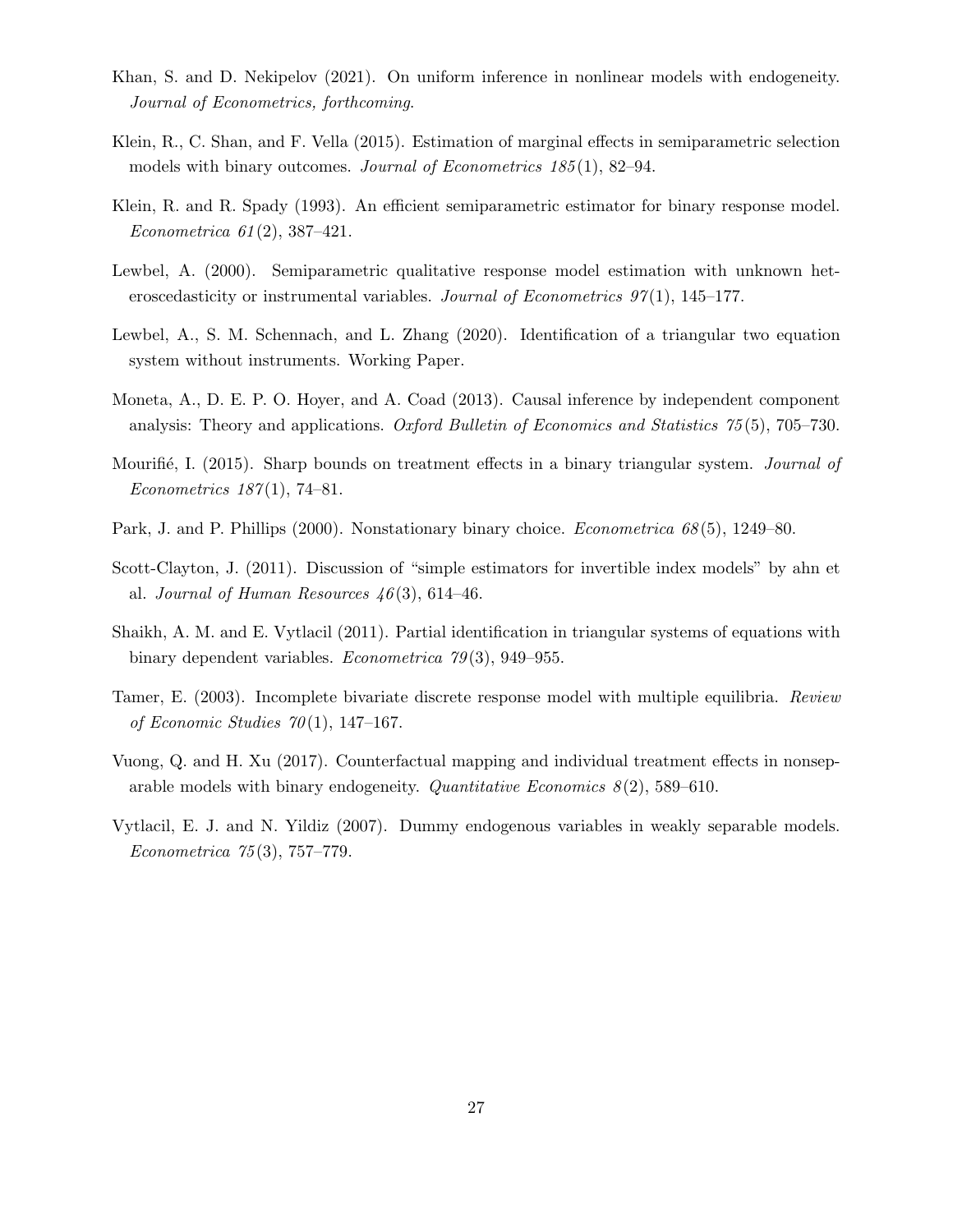Khan, S. and D. Nekipelov (2021). On uniform inference in nonlinear models with endogeneity. *Journal of Econometrics, forthcoming*.

Klein, R., C. Shan, and F. Vella (2015). Estimation of marginal effects in semiparametric selection models with binary outcomes. *Journal of Econometrics 185*(1), 82–94.

Klein, R. and R. Spady (1993). An efficient semiparametric estimator for binary response model. *Econometrica 61*(2), 387–421.

Lewbel, A. (2000). Semiparametric qualitative response model estimation with unknown heteroscedasticity or instrumental variables. *Journal of Econometrics 97*(1), 145–177.

Lewbel, A., S. M. Schennach, and L. Zhang (2020). Identification of a triangular two equation system without instruments. Working Paper.

Moneta, A., D. E. P. O. Hoyer, and A. Coad (2013). Causal inference by independent component analysis: Theory and applications. *Oxford Bulletin of Economics and Statistics 75*(5), 705–730.

Mourifié, I. (2015). Sharp bounds on treatment effects in a binary triangular system. *Journal of Econometrics 187*(1), 74–81.

Park, J. and P. Phillips (2000). Nonstationary binary choice. *Econometrica 68*(5), 1249–80.

Scott-Clayton, J. (2011). Discussion of "simple estimators for invertible index models" by ahn et al. *Journal of Human Resources 46*(3), 614–46.

Shaikh, A. M. and E. Vytlacil (2011). Partial identification in triangular systems of equations with binary dependent variables. *Econometrica 79*(3), 949–955.

Tamer, E. (2003). Incomplete bivariate discrete response model with multiple equilibria. *Review of Economic Studies 70*(1), 147–167.

Vuong, Q. and H. Xu (2017). Counterfactual mapping and individual treatment effects in nonseparable models with binary endogeneity. *Quantitative Economics 8*(2), 589–610.

Vytlacil, E. J. and N. Yildiz (2007). Dummy endogenous variables in weakly separable models. *Econometrica 75*(3), 757–779.